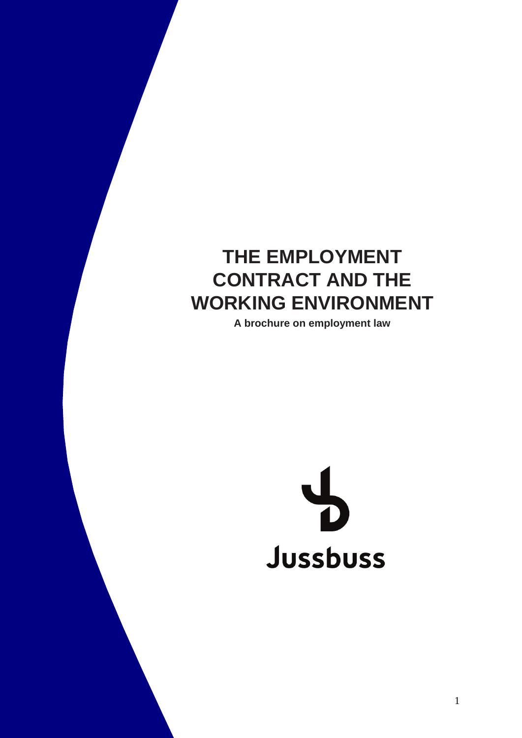# THE EMPLOYMENT CONTRACT AND THE WORKING ENVIRONMENT

**A brochure on employment law**

Jussbuss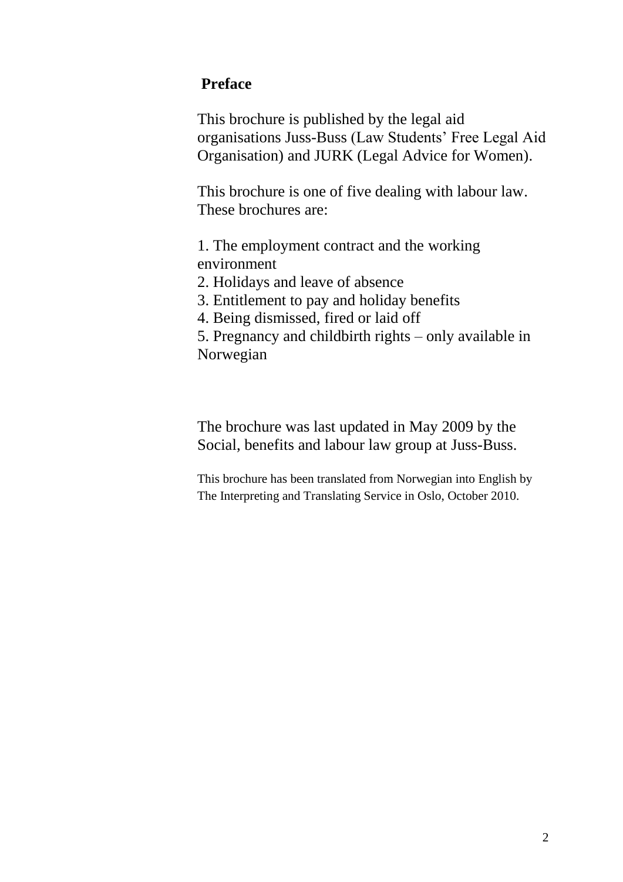## Preface

This brochure is published by the legal aid organisations Juss-Buss (Law Students' Free Legal Aid Organisation) and JURK (Legal Advice for Women).

This brochure is one of five dealing with labour law. These brochures are:

1. The employment contract and the working environment
2. Holidays and leave of absence
3. Entitlement to pay and holiday benefits
4. Being dismissed, fired or laid off
5. Pregnancy and childbirth rights – only available in Norwegian

The brochure was last updated in May 2009 by the Social, benefits and labour law group at Juss-Buss.

This brochure has been translated from Norwegian into English by The Interpreting and Translating Service in Oslo, October 2010.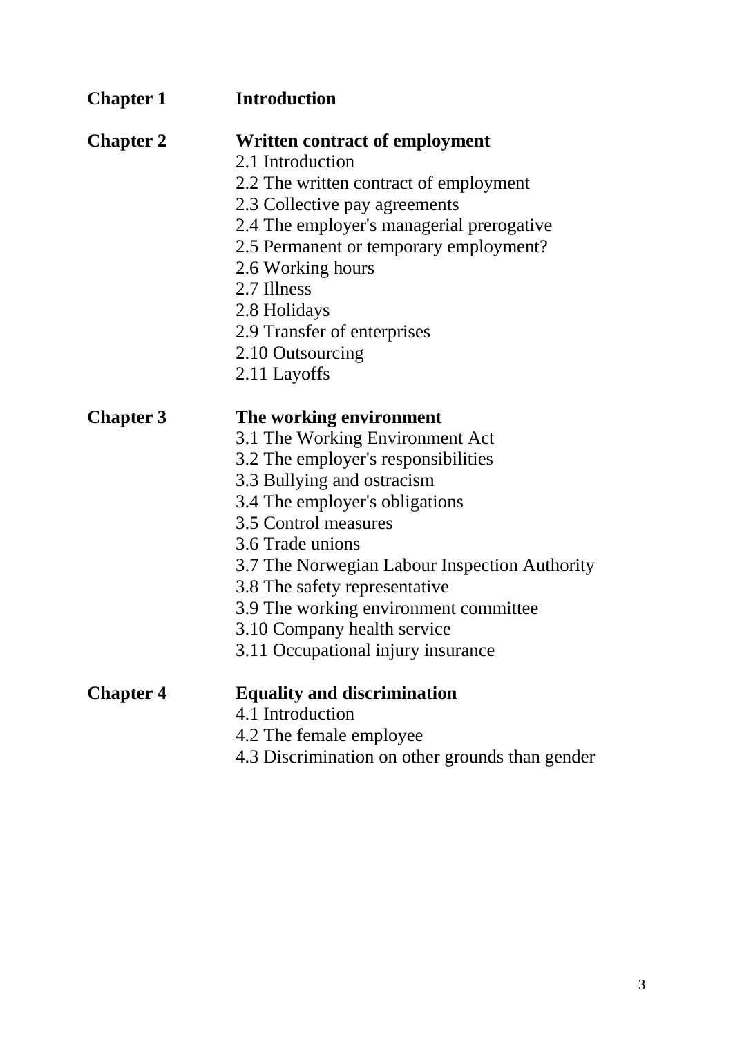**Chapter 1** **Introduction**

**Chapter 2** **Written contract of employment**

- 2.1 Introduction
- 2.2 The written contract of employment
- 2.3 Collective pay agreements
- 2.4 The employer's managerial prerogative
- 2.5 Permanent or temporary employment?
- 2.6 Working hours
- 2.7 Illness
- 2.8 Holidays
- 2.9 Transfer of enterprises
- 2.10 Outsourcing
- 2.11 Layoffs

**Chapter 3** **The working environment**

- 3.1 The Working Environment Act
- 3.2 The employer's responsibilities
- 3.3 Bullying and ostracism
- 3.4 The employer's obligations
- 3.5 Control measures
- 3.6 Trade unions
- 3.7 The Norwegian Labour Inspection Authority
- 3.8 The safety representative
- 3.9 The working environment committee
- 3.10 Company health service
- 3.11 Occupational injury insurance

**Chapter 4** **Equality and discrimination**

- 4.1 Introduction
- 4.2 The female employee
- 4.3 Discrimination on other grounds than gender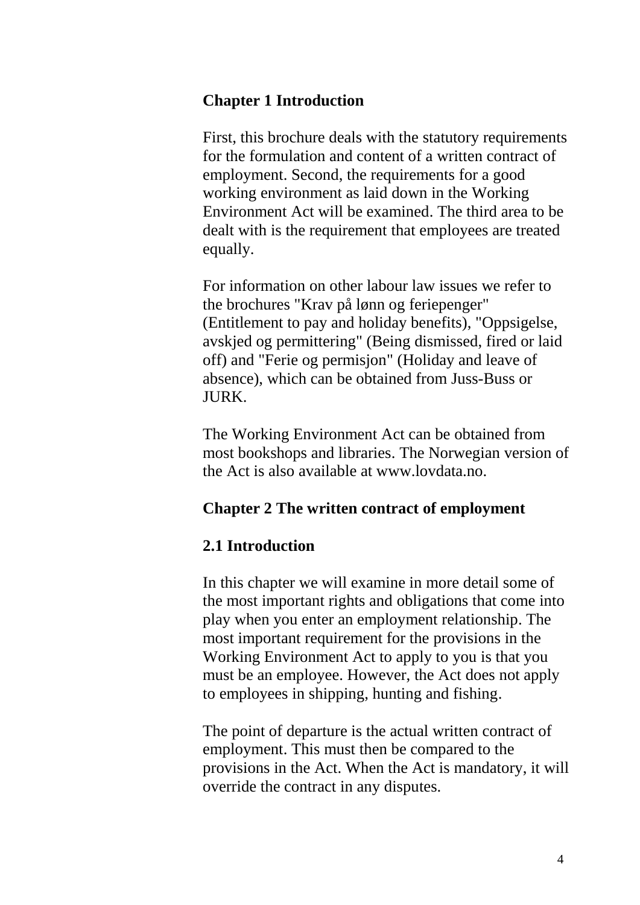## Chapter 1 Introduction

First, this brochure deals with the statutory requirements for the formulation and content of a written contract of employment. Second, the requirements for a good working environment as laid down in the Working Environment Act will be examined. The third area to be dealt with is the requirement that employees are treated equally.

For information on other labour law issues we refer to the brochures "Krav på lønn og feriepenger" (Entitlement to pay and holiday benefits), "Oppsigelse, avskjed og permittering" (Being dismissed, fired or laid off) and "Ferie og permisjon" (Holiday and leave of absence), which can be obtained from Juss-Buss or JURK.

The Working Environment Act can be obtained from most bookshops and libraries. The Norwegian version of the Act is also available at www.lovdata.no.

## Chapter 2 The written contract of employment

### 2.1 Introduction

In this chapter we will examine in more detail some of the most important rights and obligations that come into play when you enter an employment relationship. The most important requirement for the provisions in the Working Environment Act to apply to you is that you must be an employee. However, the Act does not apply to employees in shipping, hunting and fishing.

The point of departure is the actual written contract of employment. This must then be compared to the provisions in the Act. When the Act is mandatory, it will override the contract in any disputes.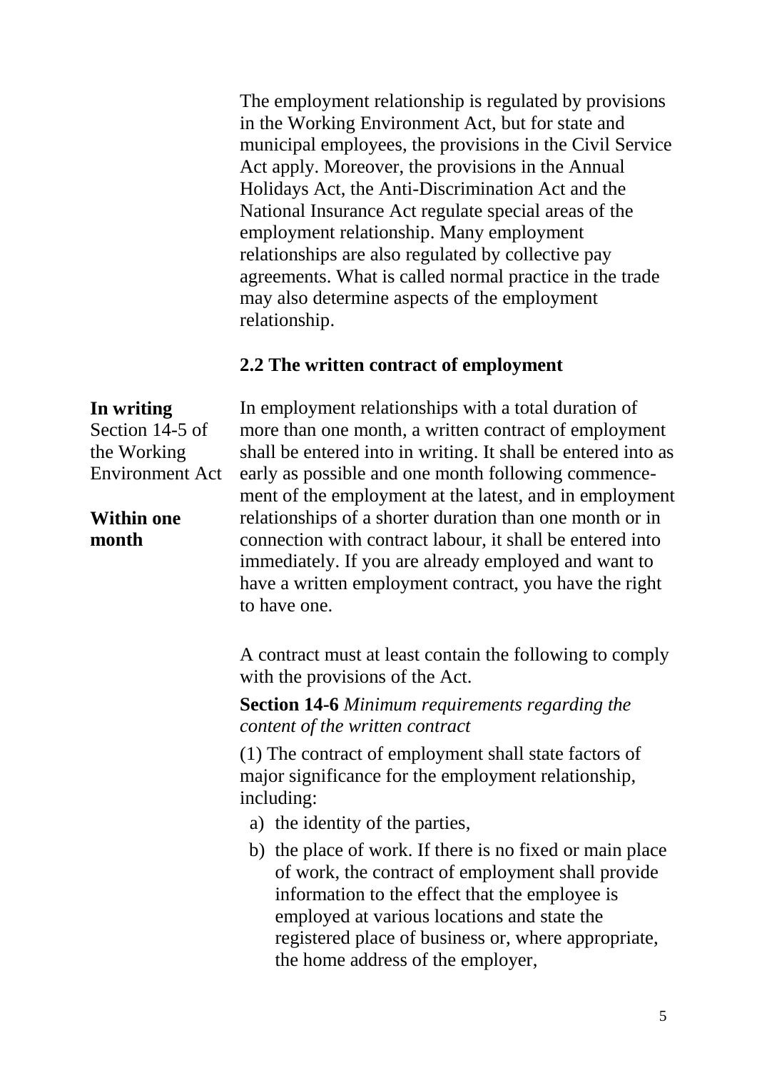The employment relationship is regulated by provisions in the Working Environment Act, but for state and municipal employees, the provisions in the Civil Service Act apply. Moreover, the provisions in the Annual Holidays Act, the Anti-Discrimination Act and the National Insurance Act regulate special areas of the employment relationship. Many employment relationships are also regulated by collective pay agreements. What is called normal practice in the trade may also determine aspects of the employment relationship.

### 2.2 The written contract of employment

**In writing**
Section 14-5 of the Working Environment Act

**Within one month**

In employment relationships with a total duration of more than one month, a written contract of employment shall be entered into in writing. It shall be entered into as early as possible and one month following commencement of the employment at the latest, and in employment relationships of a shorter duration than one month or in connection with contract labour, it shall be entered into immediately. If you are already employed and want to have a written employment contract, you have the right to have one.

A contract must at least contain the following to comply with the provisions of the Act.

**Section 14-6** *Minimum requirements regarding the content of the written contract*

(1) The contract of employment shall state factors of major significance for the employment relationship, including:

a) the identity of the parties,
b) the place of work. If there is no fixed or main place of work, the contract of employment shall provide information to the effect that the employee is employed at various locations and state the registered place of business or, where appropriate, the home address of the employer,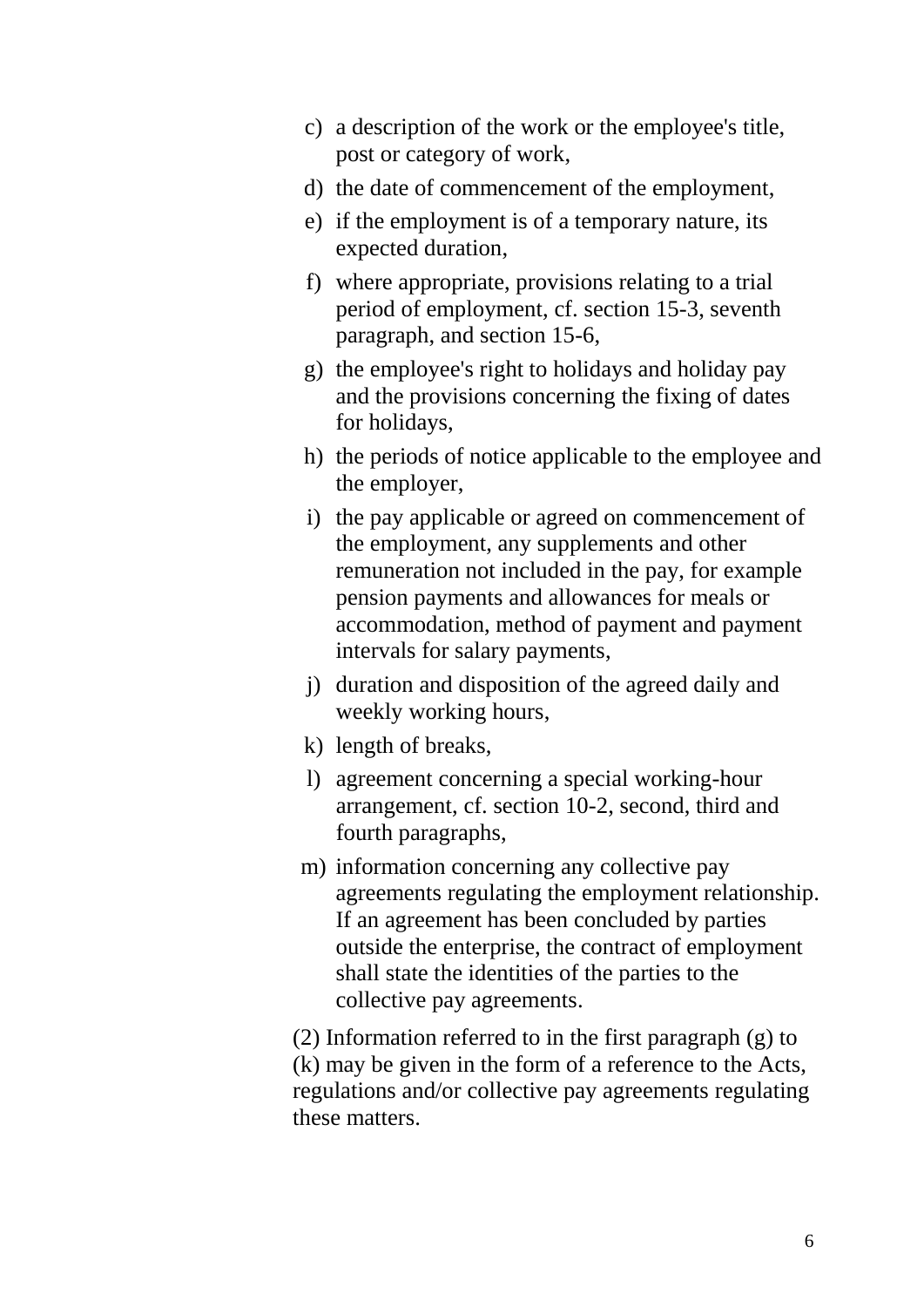c) a description of the work or the employee's title, post or category of work,
d) the date of commencement of the employment,
e) if the employment is of a temporary nature, its expected duration,
f) where appropriate, provisions relating to a trial period of employment, cf. section 15-3, seventh paragraph, and section 15-6,
g) the employee's right to holidays and holiday pay and the provisions concerning the fixing of dates for holidays,
h) the periods of notice applicable to the employee and the employer,
i) the pay applicable or agreed on commencement of the employment, any supplements and other remuneration not included in the pay, for example pension payments and allowances for meals or accommodation, method of payment and payment intervals for salary payments,
j) duration and disposition of the agreed daily and weekly working hours,
k) length of breaks,
l) agreement concerning a special working-hour arrangement, cf. section 10-2, second, third and fourth paragraphs,
m) information concerning any collective pay agreements regulating the employment relationship. If an agreement has been concluded by parties outside the enterprise, the contract of employment shall state the identities of the parties to the collective pay agreements.

(2) Information referred to in the first paragraph (g) to (k) may be given in the form of a reference to the Acts, regulations and/or collective pay agreements regulating these matters.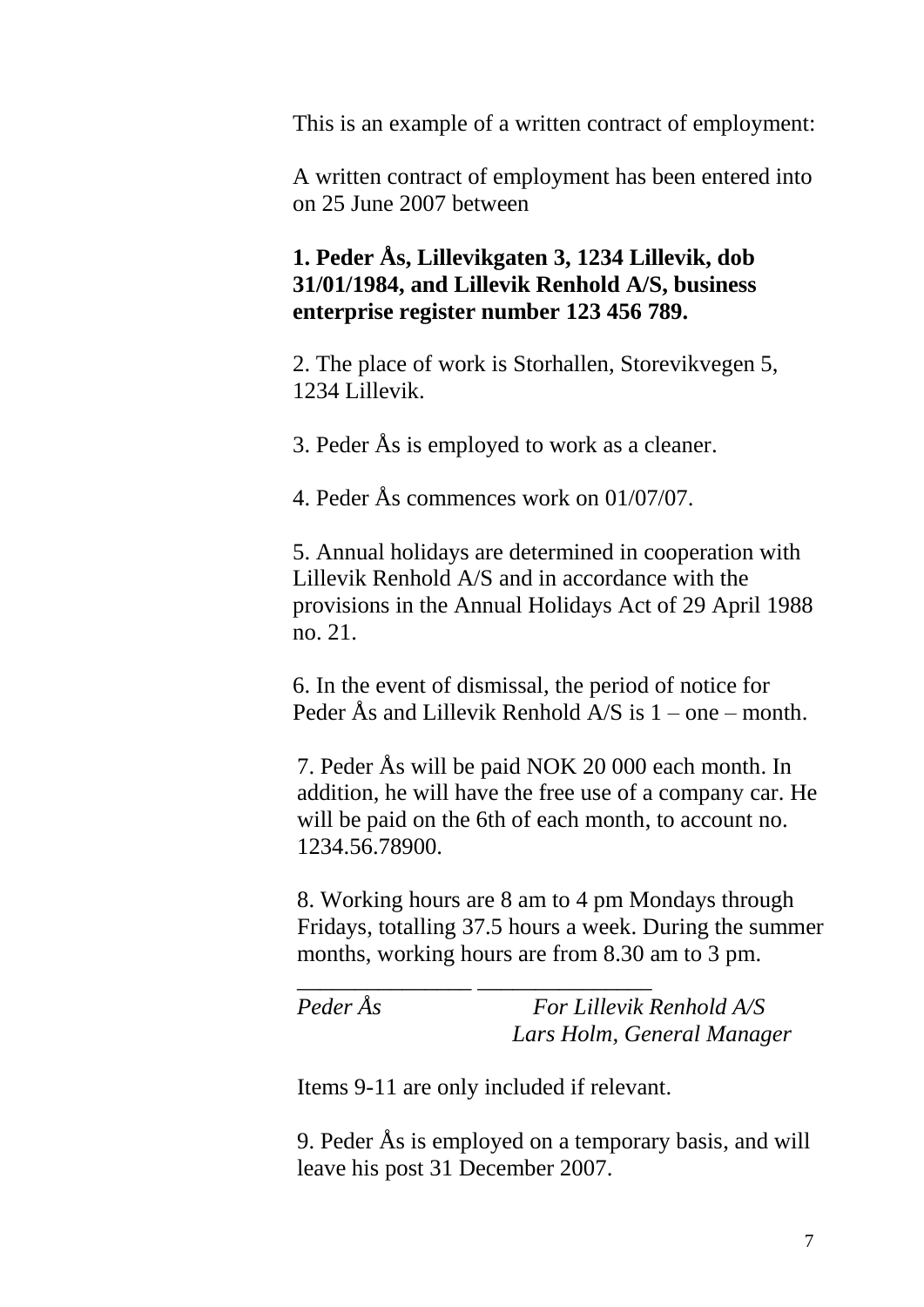This is an example of a written contract of employment:

A written contract of employment has been entered into on 25 June 2007 between

**1. Peder Ås, Lillevikgaten 3, 1234 Lillevik, dob 31/01/1984, and Lillevik Renhold A/S, business enterprise register number 123 456 789.**

2. The place of work is Storhallen, Storevikvegen 5, 1234 Lillevik.

3. Peder Ås is employed to work as a cleaner.

4. Peder Ås commences work on 01/07/07.

5. Annual holidays are determined in cooperation with Lillevik Renhold A/S and in accordance with the provisions in the Annual Holidays Act of 29 April 1988 no. 21.

6. In the event of dismissal, the period of notice for Peder Ås and Lillevik Renhold A/S is 1 – one – month.

7. Peder Ås will be paid NOK 20 000 each month. In addition, he will have the free use of a company car. He will be paid on the 6th of each month, to account no. 1234.56.78900.

8. Working hours are 8 am to 4 pm Mondays through Fridays, totalling 37.5 hours a week. During the summer months, working hours are from 8.30 am to 3 pm.

| _______________ | _______________ |
|---|---|
| *Peder Ås* | *For Lillevik Renhold A/S* |
| | *Lars Holm, General Manager* |

Items 9-11 are only included if relevant.

9. Peder Ås is employed on a temporary basis, and will leave his post 31 December 2007.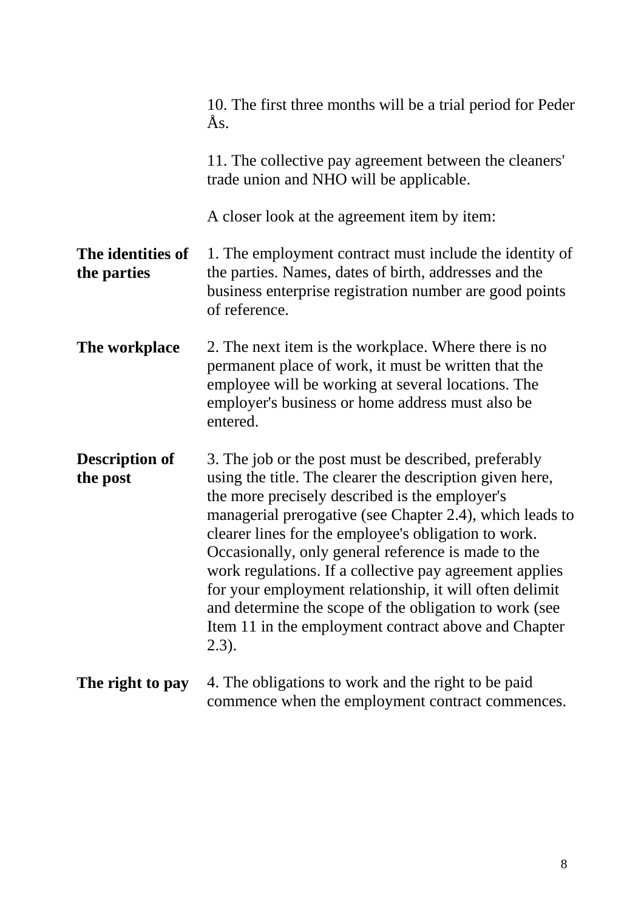10. The first three months will be a trial period for Peder Ås.

11. The collective pay agreement between the cleaners' trade union and NHO will be applicable.

A closer look at the agreement item by item:

**The identities of the parties**

1. The employment contract must include the identity of the parties. Names, dates of birth, addresses and the business enterprise registration number are good points of reference.

**The workplace**

2. The next item is the workplace. Where there is no permanent place of work, it must be written that the employee will be working at several locations. The employer's business or home address must also be entered.

**Description of the post**

3. The job or the post must be described, preferably using the title. The clearer the description given here, the more precisely described is the employer's managerial prerogative (see Chapter 2.4), which leads to clearer lines for the employee's obligation to work. Occasionally, only general reference is made to the work regulations. If a collective pay agreement applies for your employment relationship, it will often delimit and determine the scope of the obligation to work (see Item 11 in the employment contract above and Chapter 2.3).

**The right to pay**

4. The obligations to work and the right to be paid commence when the employment contract commences.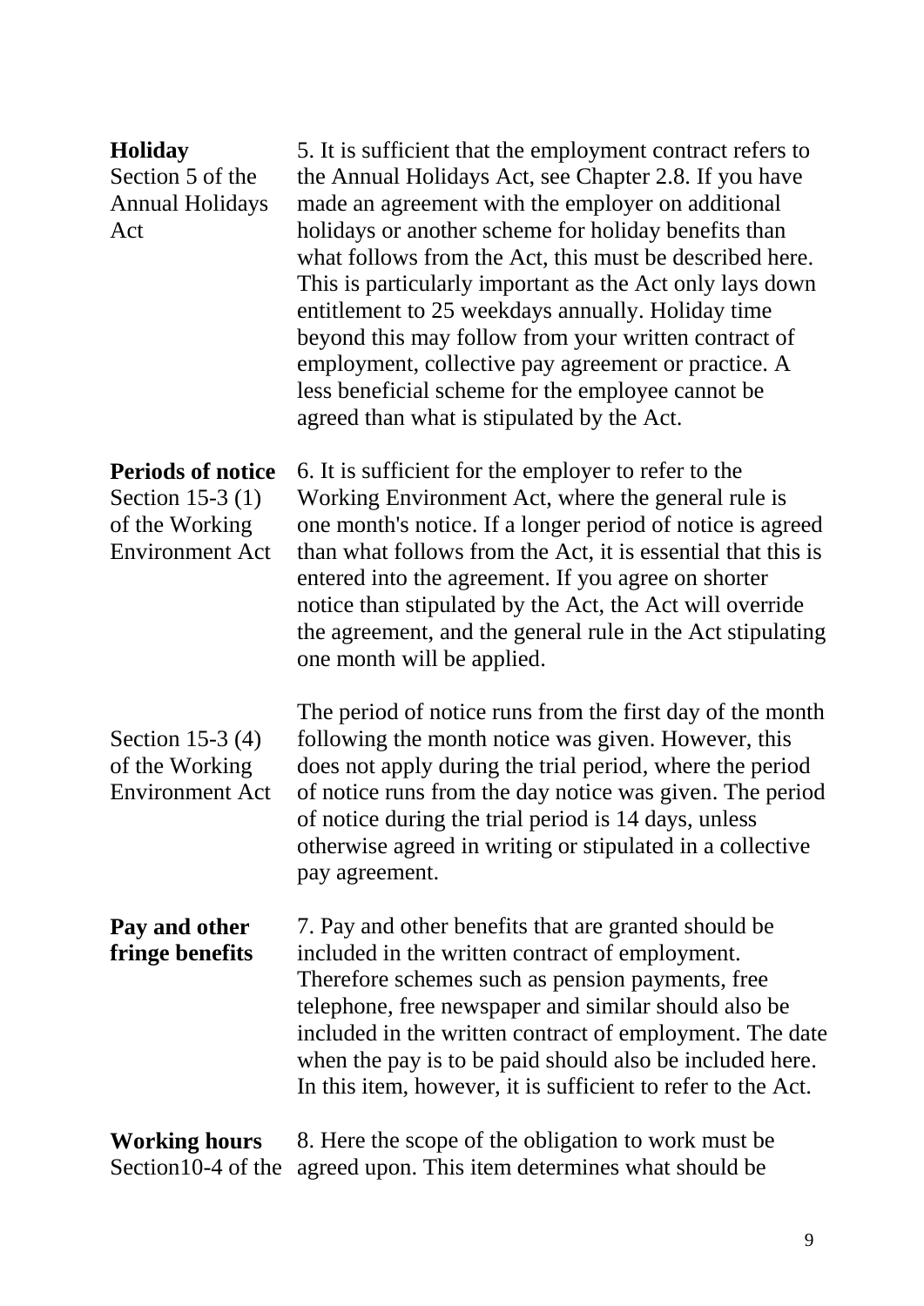**Holiday**
Section 5 of the Annual Holidays Act

5. It is sufficient that the employment contract refers to the Annual Holidays Act, see Chapter 2.8. If you have made an agreement with the employer on additional holidays or another scheme for holiday benefits than what follows from the Act, this must be described here. This is particularly important as the Act only lays down entitlement to 25 weekdays annually. Holiday time beyond this may follow from your written contract of employment, collective pay agreement or practice. A less beneficial scheme for the employee cannot be agreed than what is stipulated by the Act.

**Periods of notice**
Section 15-3 (1) of the Working Environment Act

6. It is sufficient for the employer to refer to the Working Environment Act, where the general rule is one month's notice. If a longer period of notice is agreed than what follows from the Act, it is essential that this is entered into the agreement. If you agree on shorter notice than stipulated by the Act, the Act will override the agreement, and the general rule in the Act stipulating one month will be applied.

Section 15-3 (4) of the Working Environment Act

The period of notice runs from the first day of the month following the month notice was given. However, this does not apply during the trial period, where the period of notice runs from the day notice was given. The period of notice during the trial period is 14 days, unless otherwise agreed in writing or stipulated in a collective pay agreement.

**Pay and other fringe benefits**

7. Pay and other benefits that are granted should be included in the written contract of employment. Therefore schemes such as pension payments, free telephone, free newspaper and similar should also be included in the written contract of employment. The date when the pay is to be paid should also be included here. In this item, however, it is sufficient to refer to the Act.

**Working hours**
Section10-4 of the

8. Here the scope of the obligation to work must be agreed upon. This item determines what should be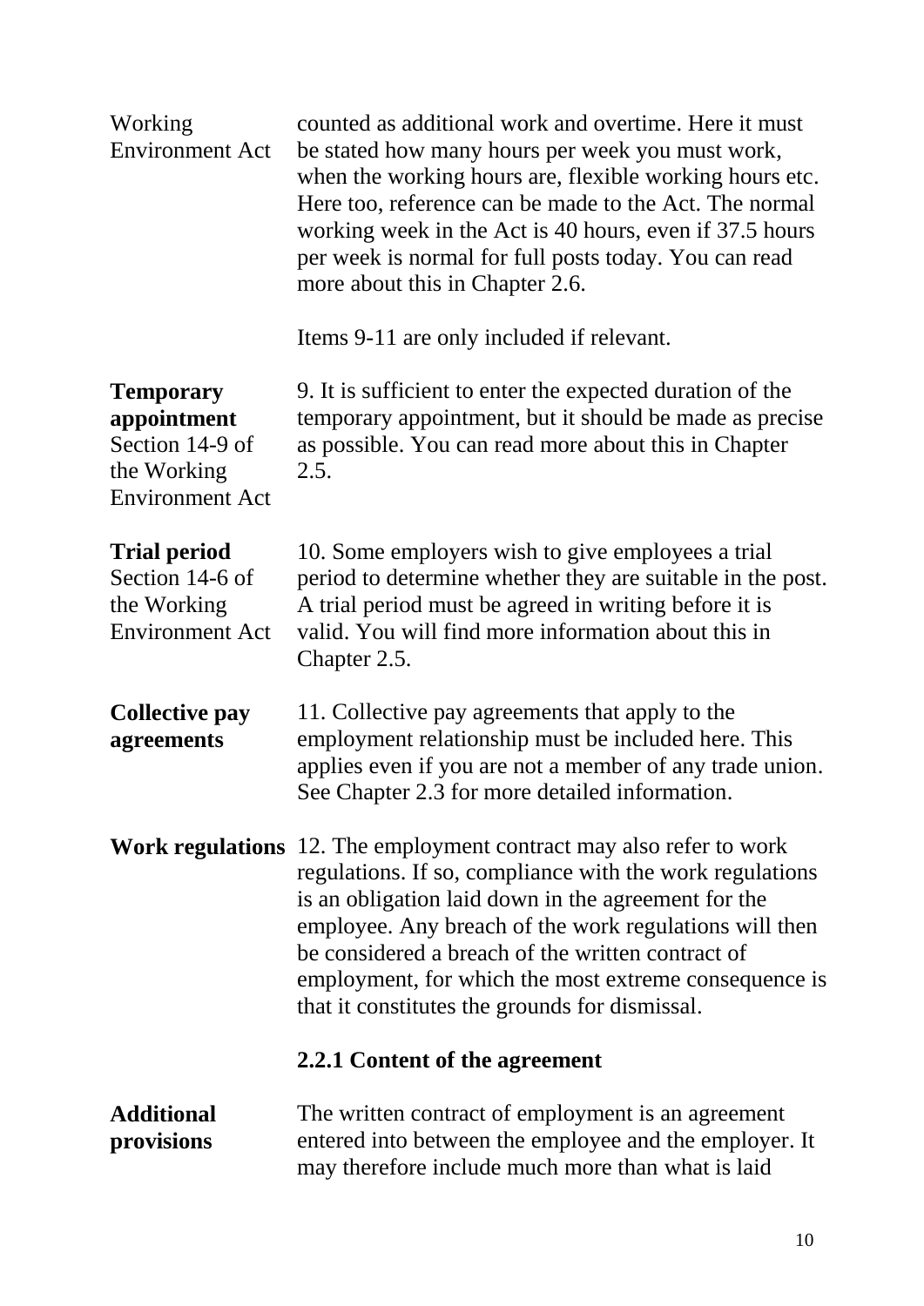Working Environment Act

counted as additional work and overtime. Here it must be stated how many hours per week you must work, when the working hours are, flexible working hours etc. Here too, reference can be made to the Act. The normal working week in the Act is 40 hours, even if 37.5 hours per week is normal for full posts today. You can read more about this in Chapter 2.6.

Items 9-11 are only included if relevant.

**Temporary appointment**
Section 14-9 of the Working Environment Act

9. It is sufficient to enter the expected duration of the temporary appointment, but it should be made as precise as possible. You can read more about this in Chapter 2.5.

**Trial period**
Section 14-6 of the Working Environment Act

10. Some employers wish to give employees a trial period to determine whether they are suitable in the post. A trial period must be agreed in writing before it is valid. You will find more information about this in Chapter 2.5.

**Collective pay agreements**

11. Collective pay agreements that apply to the employment relationship must be included here. This applies even if you are not a member of any trade union. See Chapter 2.3 for more detailed information.

**Work regulations**

12. The employment contract may also refer to work regulations. If so, compliance with the work regulations is an obligation laid down in the agreement for the employee. Any breach of the work regulations will then be considered a breach of the written contract of employment, for which the most extreme consequence is that it constitutes the grounds for dismissal.

### 2.2.1 Content of the agreement

**Additional provisions**

The written contract of employment is an agreement entered into between the employee and the employer. It may therefore include much more than what is laid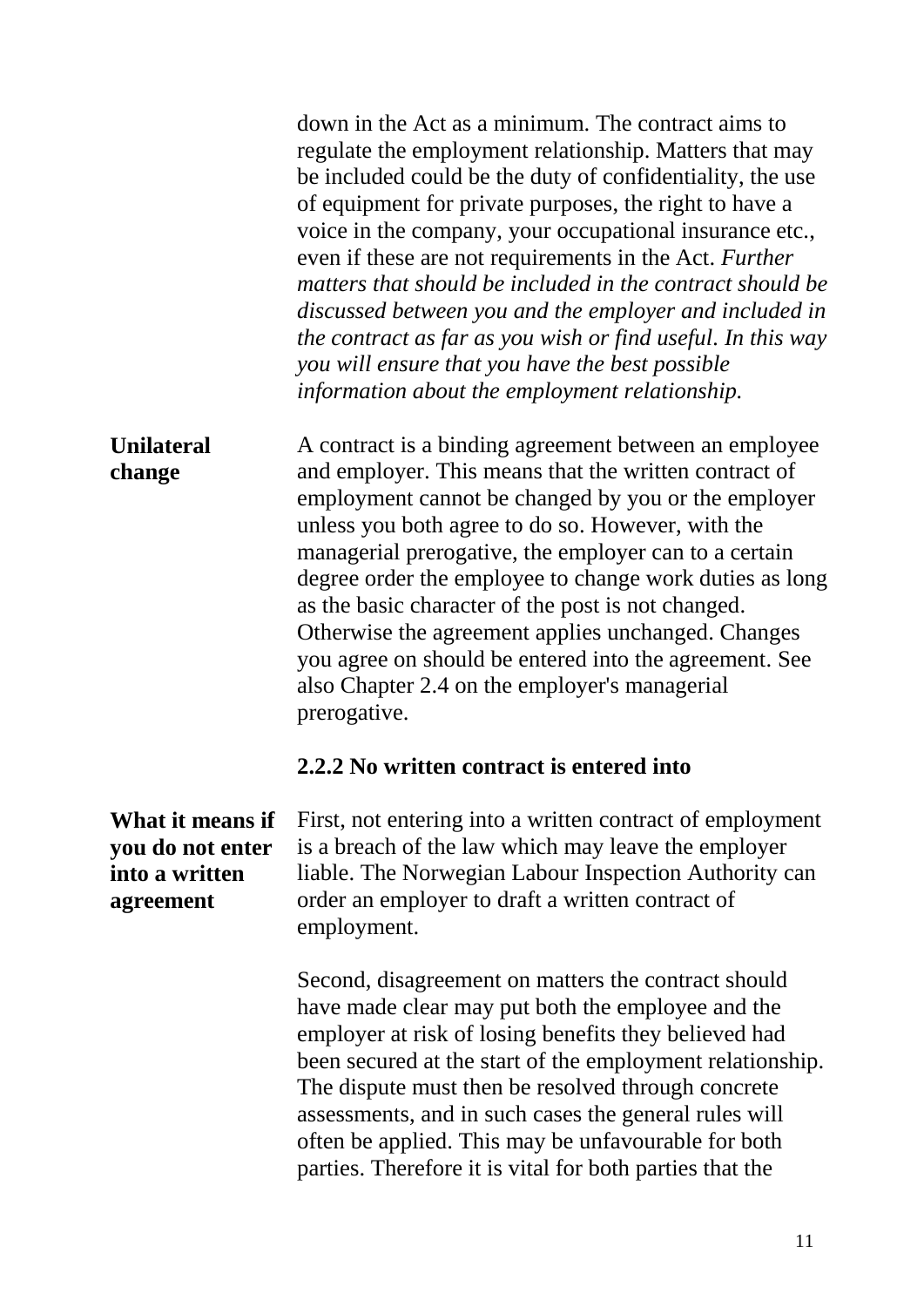down in the Act as a minimum. The contract aims to regulate the employment relationship. Matters that may be included could be the duty of confidentiality, the use of equipment for private purposes, the right to have a voice in the company, your occupational insurance etc., even if these are not requirements in the Act. *Further matters that should be included in the contract should be discussed between you and the employer and included in the contract as far as you wish or find useful. In this way you will ensure that you have the best possible information about the employment relationship.*

**Unilateral change**

A contract is a binding agreement between an employee and employer. This means that the written contract of employment cannot be changed by you or the employer unless you both agree to do so. However, with the managerial prerogative, the employer can to a certain degree order the employee to change work duties as long as the basic character of the post is not changed. Otherwise the agreement applies unchanged. Changes you agree on should be entered into the agreement. See also Chapter 2.4 on the employer's managerial prerogative.

### 2.2.2 No written contract is entered into

**What it means if you do not enter into a written agreement**

First, not entering into a written contract of employment is a breach of the law which may leave the employer liable. The Norwegian Labour Inspection Authority can order an employer to draft a written contract of employment.

Second, disagreement on matters the contract should have made clear may put both the employee and the employer at risk of losing benefits they believed had been secured at the start of the employment relationship. The dispute must then be resolved through concrete assessments, and in such cases the general rules will often be applied. This may be unfavourable for both parties. Therefore it is vital for both parties that the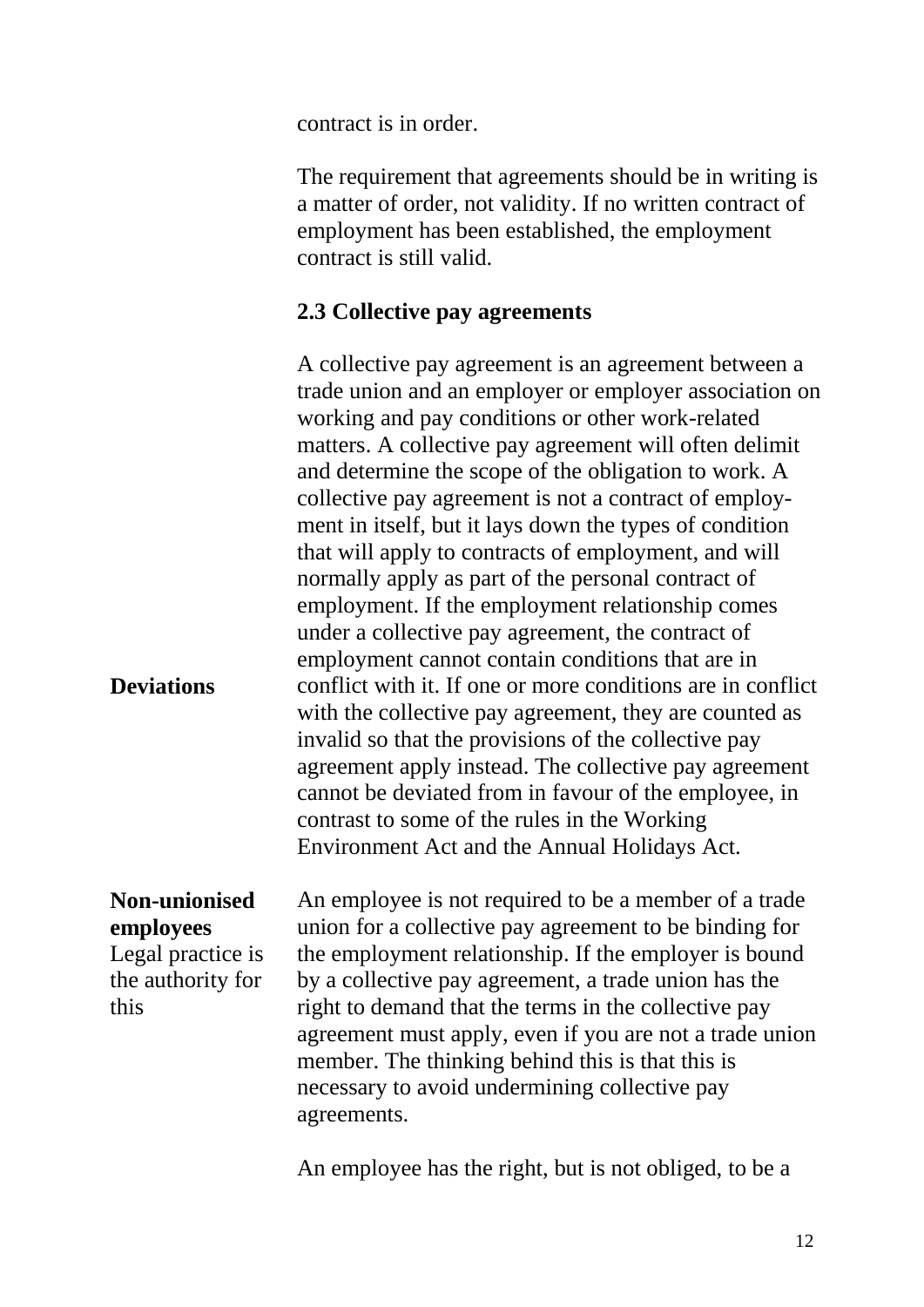contract is in order.

The requirement that agreements should be in writing is a matter of order, not validity. If no written contract of employment has been established, the employment contract is still valid.

### 2.3 Collective pay agreements

A collective pay agreement is an agreement between a trade union and an employer or employer association on working and pay conditions or other work-related matters. A collective pay agreement will often delimit and determine the scope of the obligation to work. A collective pay agreement is not a contract of employment in itself, but it lays down the types of condition that will apply to contracts of employment, and will normally apply as part of the personal contract of employment. If the employment relationship comes under a collective pay agreement, the contract of employment cannot contain conditions that are in conflict with it. If one or more conditions are in conflict with the collective pay agreement, they are counted as invalid so that the provisions of the collective pay agreement apply instead. The collective pay agreement cannot be deviated from in favour of the employee, in contrast to some of the rules in the Working Environment Act and the Annual Holidays Act.

**Deviations**

**Non-unionised employees**
Legal practice is the authority for this

An employee is not required to be a member of a trade union for a collective pay agreement to be binding for the employment relationship. If the employer is bound by a collective pay agreement, a trade union has the right to demand that the terms in the collective pay agreement must apply, even if you are not a trade union member. The thinking behind this is that this is necessary to avoid undermining collective pay agreements.

An employee has the right, but is not obliged, to be a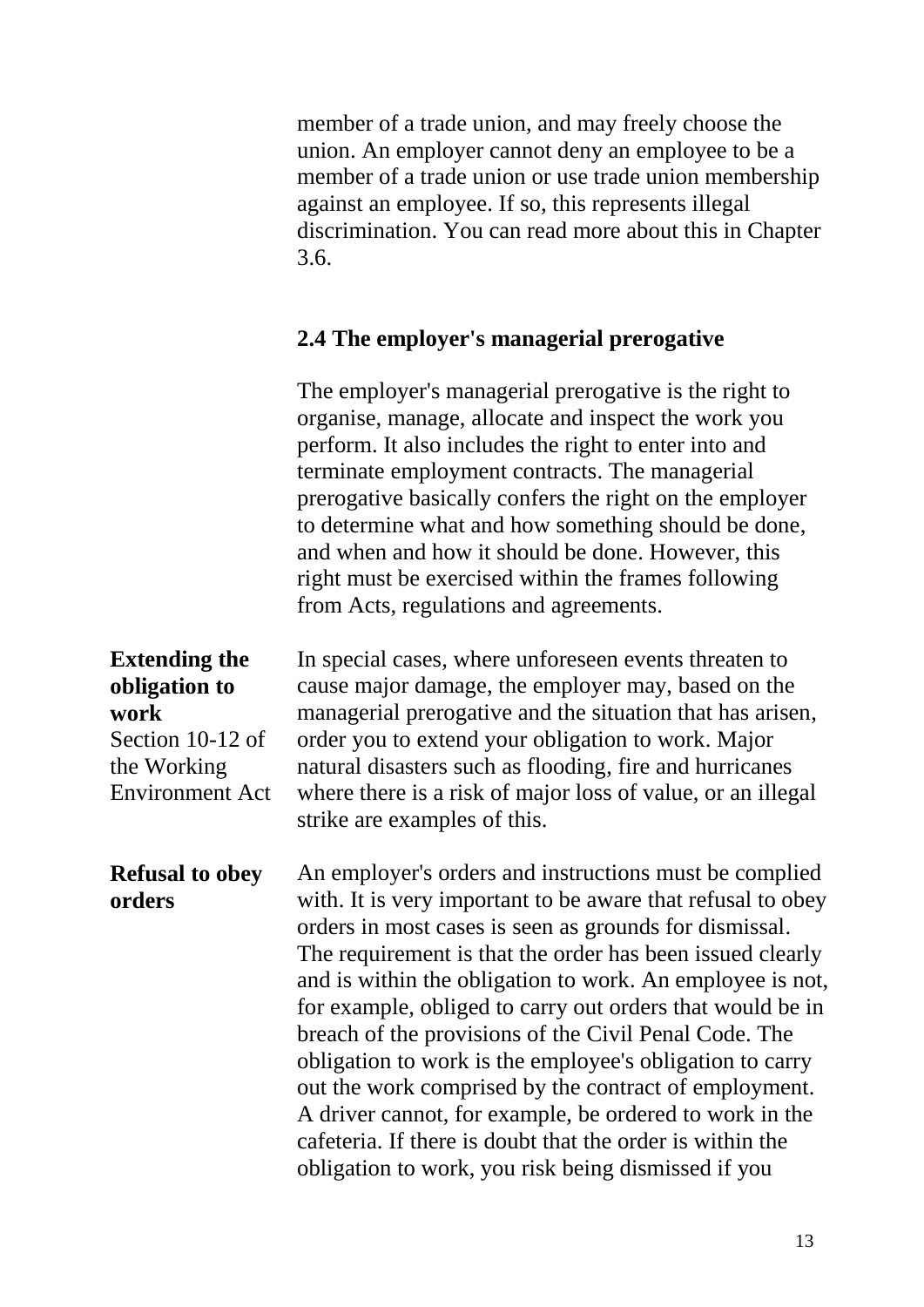member of a trade union, and may freely choose the union. An employer cannot deny an employee to be a member of a trade union or use trade union membership against an employee. If so, this represents illegal discrimination. You can read more about this in Chapter 3.6.

## 2.4 The employer's managerial prerogative

The employer's managerial prerogative is the right to organise, manage, allocate and inspect the work you perform. It also includes the right to enter into and terminate employment contracts. The managerial prerogative basically confers the right on the employer to determine what and how something should be done, and when and how it should be done. However, this right must be exercised within the frames following from Acts, regulations and agreements.

**Extending the obligation to work**
Section 10-12 of the Working Environment Act

In special cases, where unforeseen events threaten to cause major damage, the employer may, based on the managerial prerogative and the situation that has arisen, order you to extend your obligation to work. Major natural disasters such as flooding, fire and hurricanes where there is a risk of major loss of value, or an illegal strike are examples of this.

**Refusal to obey orders**

An employer's orders and instructions must be complied with. It is very important to be aware that refusal to obey orders in most cases is seen as grounds for dismissal. The requirement is that the order has been issued clearly and is within the obligation to work. An employee is not, for example, obliged to carry out orders that would be in breach of the provisions of the Civil Penal Code. The obligation to work is the employee's obligation to carry out the work comprised by the contract of employment. A driver cannot, for example, be ordered to work in the cafeteria. If there is doubt that the order is within the obligation to work, you risk being dismissed if you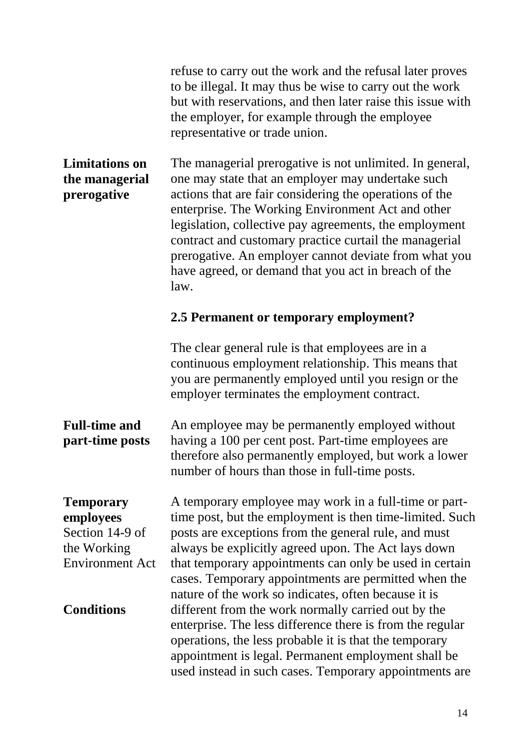refuse to carry out the work and the refusal later proves to be illegal. It may thus be wise to carry out the work but with reservations, and then later raise this issue with the employer, for example through the employee representative or trade union.

**Limitations on the managerial prerogative**

The managerial prerogative is not unlimited. In general, one may state that an employer may undertake such actions that are fair considering the operations of the enterprise. The Working Environment Act and other legislation, collective pay agreements, the employment contract and customary practice curtail the managerial prerogative. An employer cannot deviate from what you have agreed, or demand that you act in breach of the law.

### 2.5 Permanent or temporary employment?

The clear general rule is that employees are in a continuous employment relationship. This means that you are permanently employed until you resign or the employer terminates the employment contract.

**Full-time and part-time posts**

An employee may be permanently employed without having a 100 per cent post. Part-time employees are therefore also permanently employed, but work a lower number of hours than those in full-time posts.

**Temporary employees**
Section 14-9 of the Working Environment Act

A temporary employee may work in a full-time or part-time post, but the employment is then time-limited. Such posts are exceptions from the general rule, and must always be explicitly agreed upon. The Act lays down that temporary appointments can only be used in certain cases. Temporary appointments are permitted when the nature of the work so indicates, often because it is different from the work normally carried out by the enterprise. The less difference there is from the regular operations, the less probable it is that the temporary appointment is legal. Permanent employment shall be used instead in such cases. Temporary appointments are

**Conditions**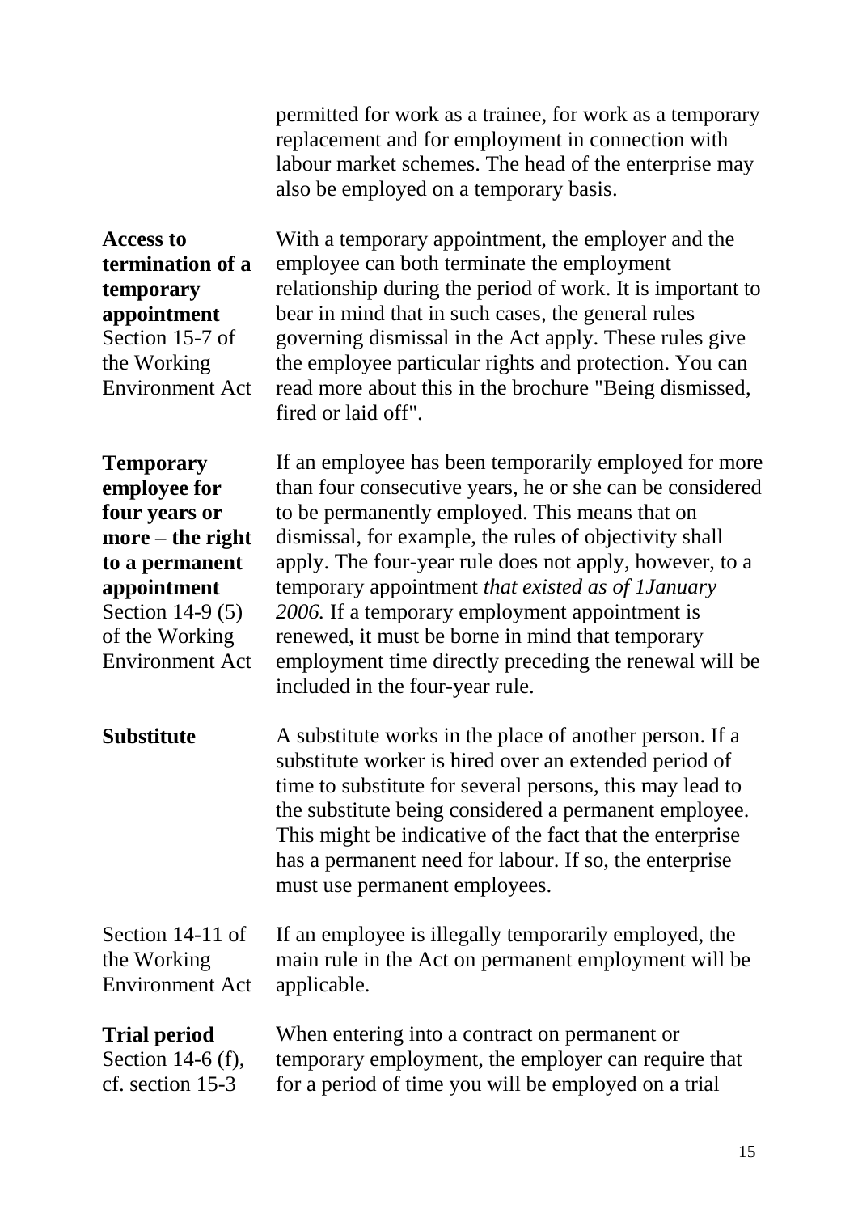permitted for work as a trainee, for work as a temporary replacement and for employment in connection with labour market schemes. The head of the enterprise may also be employed on a temporary basis.

**Access to termination of a temporary appointment**
Section 15-7 of the Working Environment Act

With a temporary appointment, the employer and the employee can both terminate the employment relationship during the period of work. It is important to bear in mind that in such cases, the general rules governing dismissal in the Act apply. These rules give the employee particular rights and protection. You can read more about this in the brochure "Being dismissed, fired or laid off".

**Temporary employee for four years or more – the right to a permanent appointment**
Section 14-9 (5) of the Working Environment Act

If an employee has been temporarily employed for more than four consecutive years, he or she can be considered to be permanently employed. This means that on dismissal, for example, the rules of objectivity shall apply. The four-year rule does not apply, however, to a temporary appointment *that existed as of 1January 2006.* If a temporary employment appointment is renewed, it must be borne in mind that temporary employment time directly preceding the renewal will be included in the four-year rule.

**Substitute**

A substitute works in the place of another person. If a substitute worker is hired over an extended period of time to substitute for several persons, this may lead to the substitute being considered a permanent employee. This might be indicative of the fact that the enterprise has a permanent need for labour. If so, the enterprise must use permanent employees.

Section 14-11 of the Working Environment Act

If an employee is illegally temporarily employed, the main rule in the Act on permanent employment will be applicable.

**Trial period**
Section 14-6 (f), cf. section 15-3

When entering into a contract on permanent or temporary employment, the employer can require that for a period of time you will be employed on a trial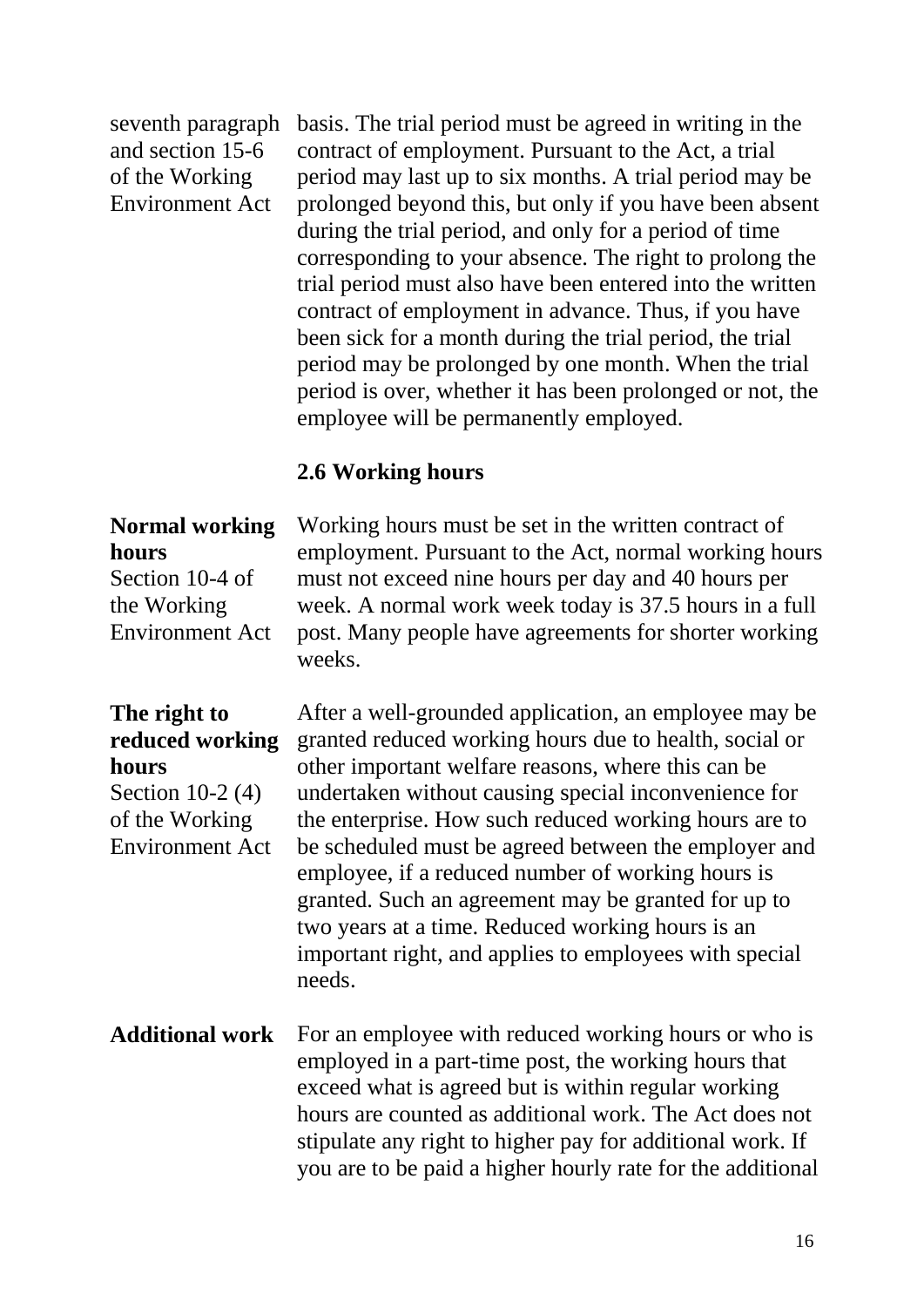seventh paragraph and section 15-6 of the Working Environment Act

basis. The trial period must be agreed in writing in the contract of employment. Pursuant to the Act, a trial period may last up to six months. A trial period may be prolonged beyond this, but only if you have been absent during the trial period, and only for a period of time corresponding to your absence. The right to prolong the trial period must also have been entered into the written contract of employment in advance. Thus, if you have been sick for a month during the trial period, the trial period may be prolonged by one month. When the trial period is over, whether it has been prolonged or not, the employee will be permanently employed.

### 2.6 Working hours

**Normal working hours**
Section 10-4 of the Working Environment Act

Working hours must be set in the written contract of employment. Pursuant to the Act, normal working hours must not exceed nine hours per day and 40 hours per week. A normal work week today is 37.5 hours in a full post. Many people have agreements for shorter working weeks.

**The right to reduced working hours**
Section 10-2 (4) of the Working Environment Act

After a well-grounded application, an employee may be granted reduced working hours due to health, social or other important welfare reasons, where this can be undertaken without causing special inconvenience for the enterprise. How such reduced working hours are to be scheduled must be agreed between the employer and employee, if a reduced number of working hours is granted. Such an agreement may be granted for up to two years at a time. Reduced working hours is an important right, and applies to employees with special needs.

**Additional work**

For an employee with reduced working hours or who is employed in a part-time post, the working hours that exceed what is agreed but is within regular working hours are counted as additional work. The Act does not stipulate any right to higher pay for additional work. If you are to be paid a higher hourly rate for the additional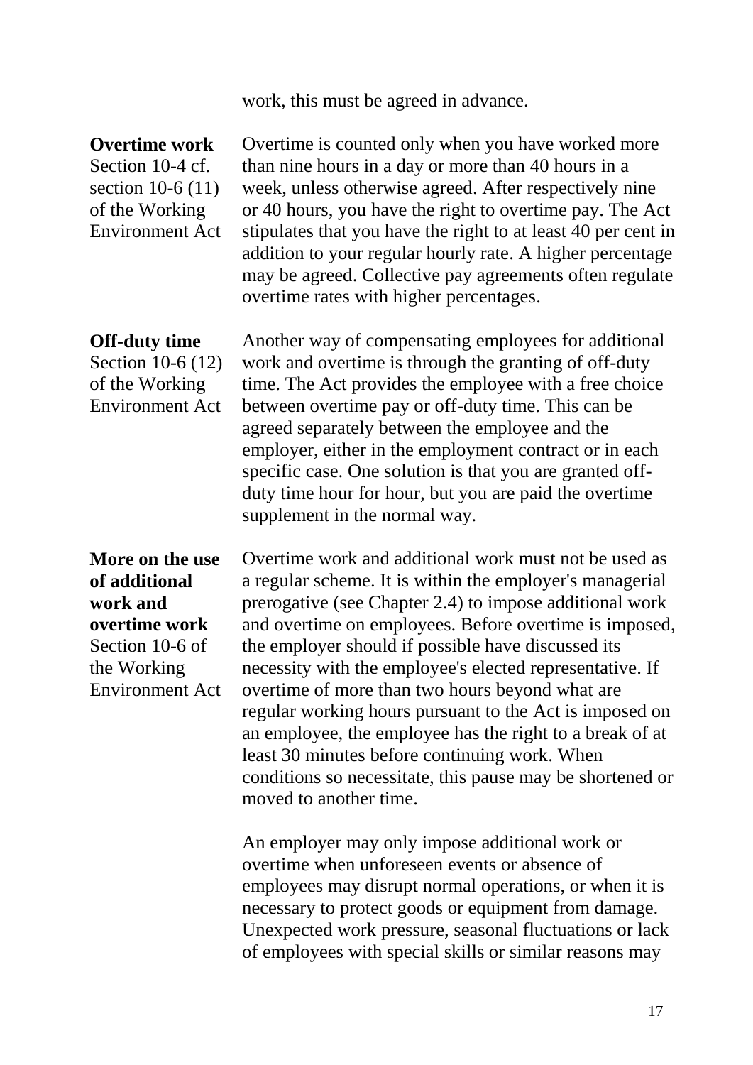work, this must be agreed in advance.

**Overtime work**
Section 10-4 cf. section 10-6 (11) of the Working Environment Act

Overtime is counted only when you have worked more than nine hours in a day or more than 40 hours in a week, unless otherwise agreed. After respectively nine or 40 hours, you have the right to overtime pay. The Act stipulates that you have the right to at least 40 per cent in addition to your regular hourly rate. A higher percentage may be agreed. Collective pay agreements often regulate overtime rates with higher percentages.

**Off-duty time**
Section 10-6 (12) of the Working Environment Act

Another way of compensating employees for additional work and overtime is through the granting of off-duty time. The Act provides the employee with a free choice between overtime pay or off-duty time. This can be agreed separately between the employee and the employer, either in the employment contract or in each specific case. One solution is that you are granted off-duty time hour for hour, but you are paid the overtime supplement in the normal way.

**More on the use of additional work and overtime work**
Section 10-6 of the Working Environment Act

Overtime work and additional work must not be used as a regular scheme. It is within the employer's managerial prerogative (see Chapter 2.4) to impose additional work and overtime on employees. Before overtime is imposed, the employer should if possible have discussed its necessity with the employee's elected representative. If overtime of more than two hours beyond what are regular working hours pursuant to the Act is imposed on an employee, the employee has the right to a break of at least 30 minutes before continuing work. When conditions so necessitate, this pause may be shortened or moved to another time.

An employer may only impose additional work or overtime when unforeseen events or absence of employees may disrupt normal operations, or when it is necessary to protect goods or equipment from damage. Unexpected work pressure, seasonal fluctuations or lack of employees with special skills or similar reasons may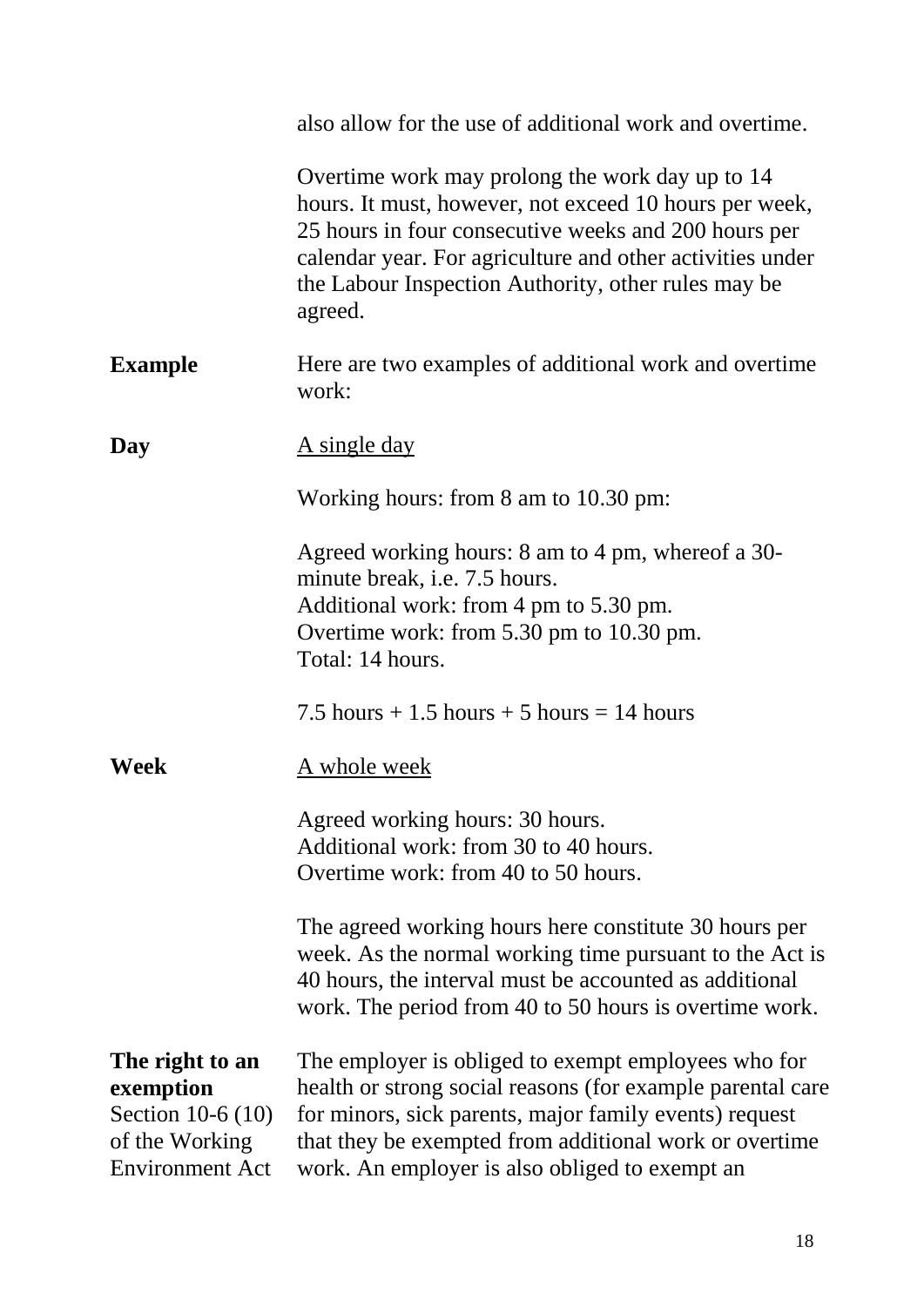also allow for the use of additional work and overtime.

Overtime work may prolong the work day up to 14 hours. It must, however, not exceed 10 hours per week, 25 hours in four consecutive weeks and 200 hours per calendar year. For agriculture and other activities under the Labour Inspection Authority, other rules may be agreed.

**Example**

Here are two examples of additional work and overtime work:

**Day**

<u>A single day</u>

Working hours: from 8 am to 10.30 pm:

Agreed working hours: 8 am to 4 pm, whereof a 30-minute break, i.e. 7.5 hours.
Additional work: from 4 pm to 5.30 pm.
Overtime work: from 5.30 pm to 10.30 pm.
Total: 14 hours.

7.5 hours + 1.5 hours + 5 hours = 14 hours

**Week**

<u>A whole week</u>

Agreed working hours: 30 hours.
Additional work: from 30 to 40 hours.
Overtime work: from 40 to 50 hours.

The agreed working hours here constitute 30 hours per week. As the normal working time pursuant to the Act is 40 hours, the interval must be accounted as additional work. The period from 40 to 50 hours is overtime work.

**The right to an exemption**
Section 10-6 (10) of the Working Environment Act

The employer is obliged to exempt employees who for health or strong social reasons (for example parental care for minors, sick parents, major family events) request that they be exempted from additional work or overtime work. An employer is also obliged to exempt an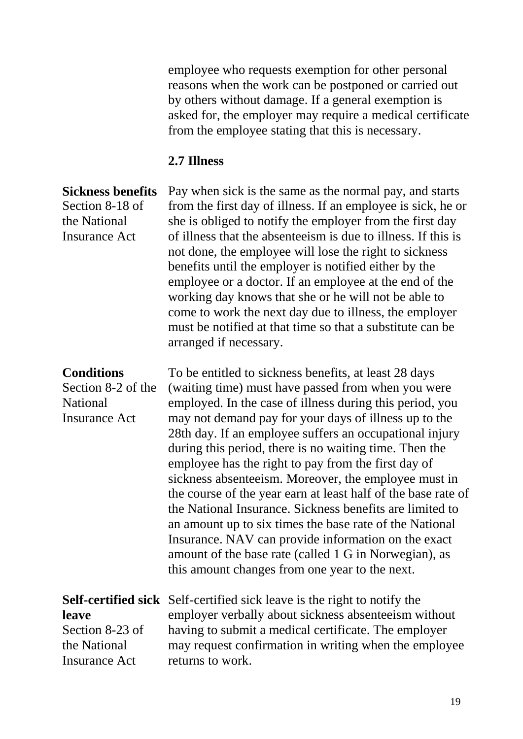employee who requests exemption for other personal reasons when the work can be postponed or carried out by others without damage. If a general exemption is asked for, the employer may require a medical certificate from the employee stating that this is necessary.

## 2.7 Illness

**Sickness benefits**
Section 8-18 of the National Insurance Act

Pay when sick is the same as the normal pay, and starts from the first day of illness. If an employee is sick, he or she is obliged to notify the employer from the first day of illness that the absenteeism is due to illness. If this is not done, the employee will lose the right to sickness benefits until the employer is notified either by the employee or a doctor. If an employee at the end of the working day knows that she or he will not be able to come to work the next day due to illness, the employer must be notified at that time so that a substitute can be arranged if necessary.

**Conditions**
Section 8-2 of the National Insurance Act

To be entitled to sickness benefits, at least 28 days (waiting time) must have passed from when you were employed. In the case of illness during this period, you may not demand pay for your days of illness up to the 28th day. If an employee suffers an occupational injury during this period, there is no waiting time. Then the employee has the right to pay from the first day of sickness absenteeism. Moreover, the employee must in the course of the year earn at least half of the base rate of the National Insurance. Sickness benefits are limited to an amount up to six times the base rate of the National Insurance. NAV can provide information on the exact amount of the base rate (called 1 G in Norwegian), as this amount changes from one year to the next.

**Self-certified sick leave**
Section 8-23 of the National Insurance Act

Self-certified sick leave is the right to notify the employer verbally about sickness absenteeism without having to submit a medical certificate. The employer may request confirmation in writing when the employee returns to work.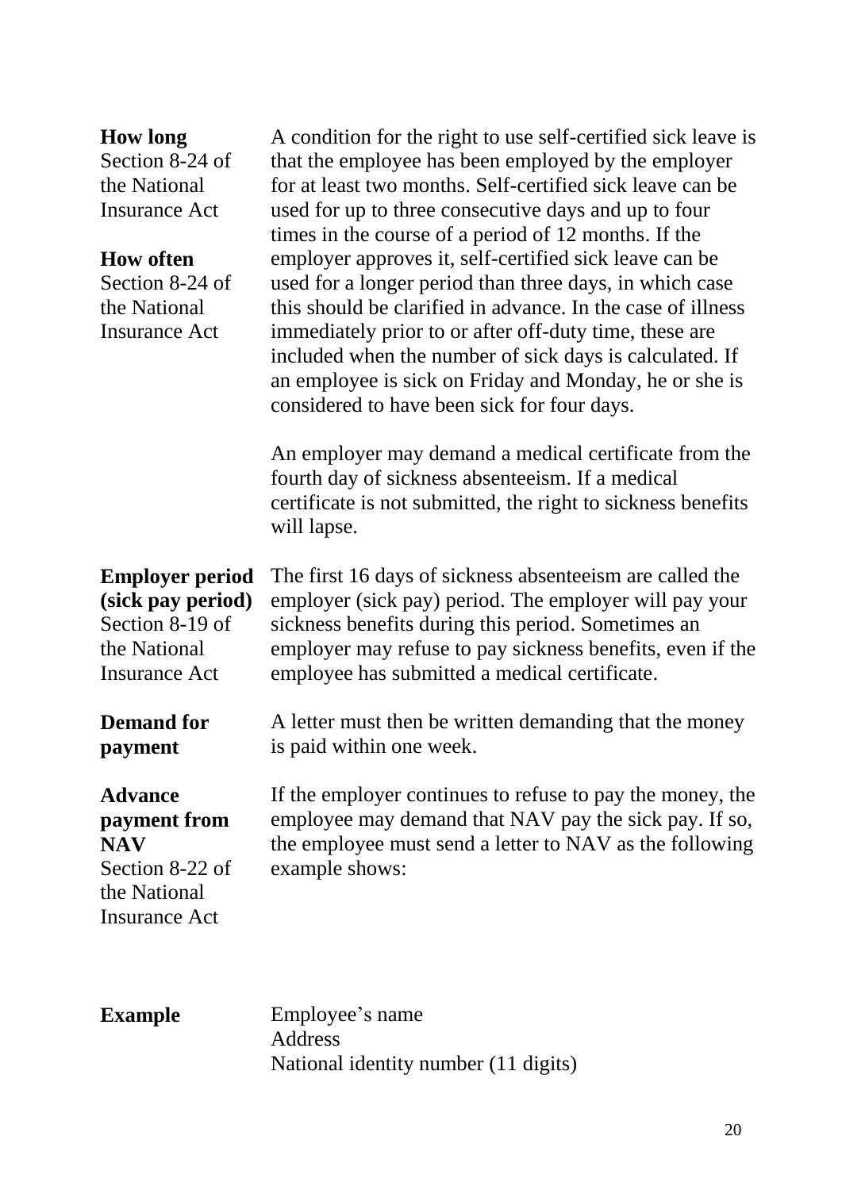**How long**
Section 8-24 of the National Insurance Act

**How often**
Section 8-24 of the National Insurance Act

A condition for the right to use self-certified sick leave is that the employee has been employed by the employer for at least two months. Self-certified sick leave can be used for up to three consecutive days and up to four times in the course of a period of 12 months. If the employer approves it, self-certified sick leave can be used for a longer period than three days, in which case this should be clarified in advance. In the case of illness immediately prior to or after off-duty time, these are included when the number of sick days is calculated. If an employee is sick on Friday and Monday, he or she is considered to have been sick for four days.

An employer may demand a medical certificate from the fourth day of sickness absenteeism. If a medical certificate is not submitted, the right to sickness benefits will lapse.

**Employer period (sick pay period)**
Section 8-19 of the National Insurance Act

The first 16 days of sickness absenteeism are called the employer (sick pay) period. The employer will pay your sickness benefits during this period. Sometimes an employer may refuse to pay sickness benefits, even if the employee has submitted a medical certificate.

**Demand for payment**

A letter must then be written demanding that the money is paid within one week.

**Advance payment from NAV**
Section 8-22 of the National Insurance Act

If the employer continues to refuse to pay the money, the employee may demand that NAV pay the sick pay. If so, the employee must send a letter to NAV as the following example shows:

**Example**

Employee's name
Address
National identity number (11 digits)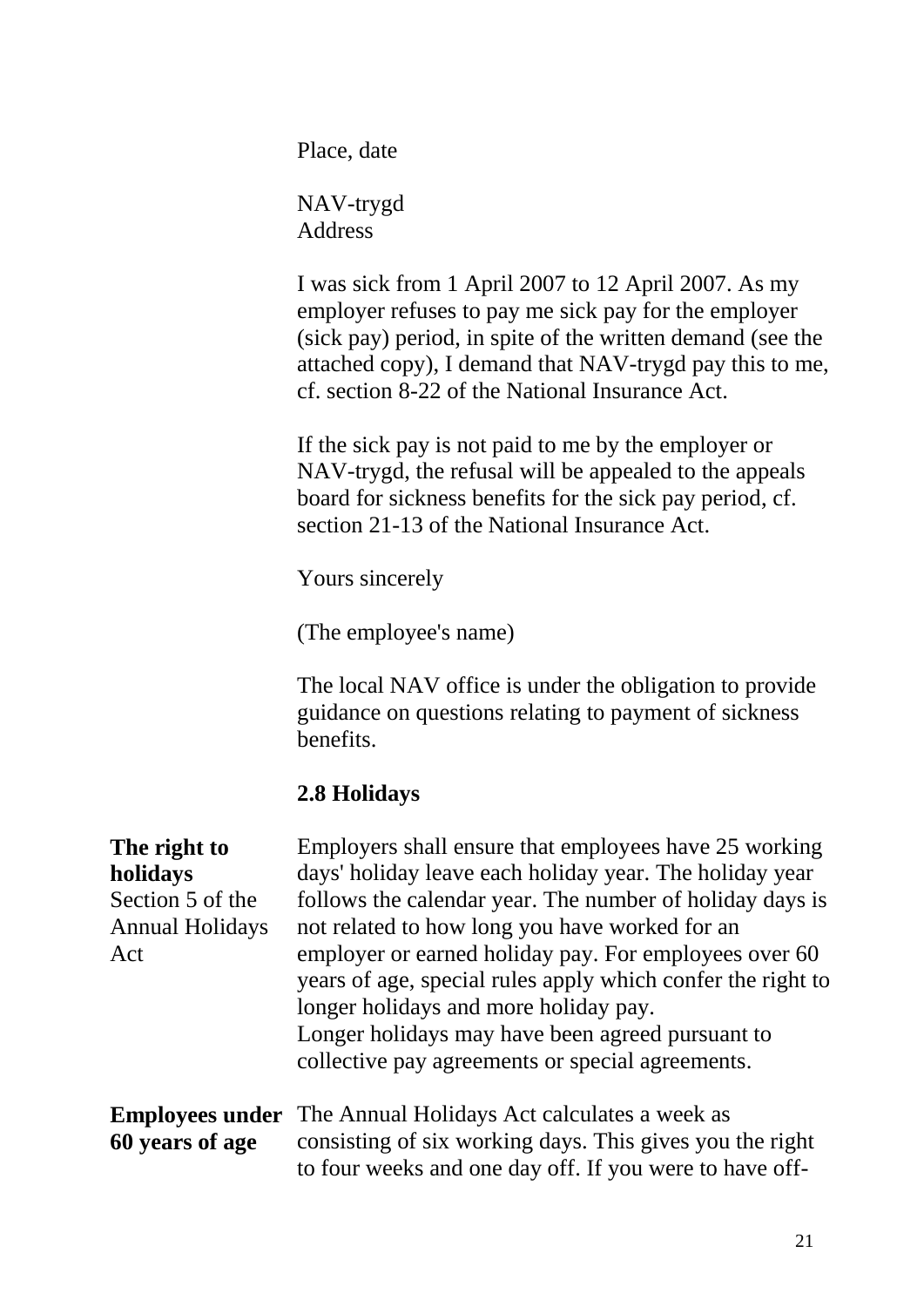Place, date

NAV-trygd
Address

I was sick from 1 April 2007 to 12 April 2007. As my employer refuses to pay me sick pay for the employer (sick pay) period, in spite of the written demand (see the attached copy), I demand that NAV-trygd pay this to me, cf. section 8-22 of the National Insurance Act.

If the sick pay is not paid to me by the employer or NAV-trygd, the refusal will be appealed to the appeals board for sickness benefits for the sick pay period, cf. section 21-13 of the National Insurance Act.

Yours sincerely

(The employee's name)

The local NAV office is under the obligation to provide guidance on questions relating to payment of sickness benefits.

## 2.8 Holidays

**The right to holidays**
Section 5 of the Annual Holidays Act

Employers shall ensure that employees have 25 working days' holiday leave each holiday year. The holiday year follows the calendar year. The number of holiday days is not related to how long you have worked for an employer or earned holiday pay. For employees over 60 years of age, special rules apply which confer the right to longer holidays and more holiday pay.
Longer holidays may have been agreed pursuant to collective pay agreements or special agreements.

**Employees under 60 years of age**

The Annual Holidays Act calculates a week as consisting of six working days. This gives you the right to four weeks and one day off. If you were to have off-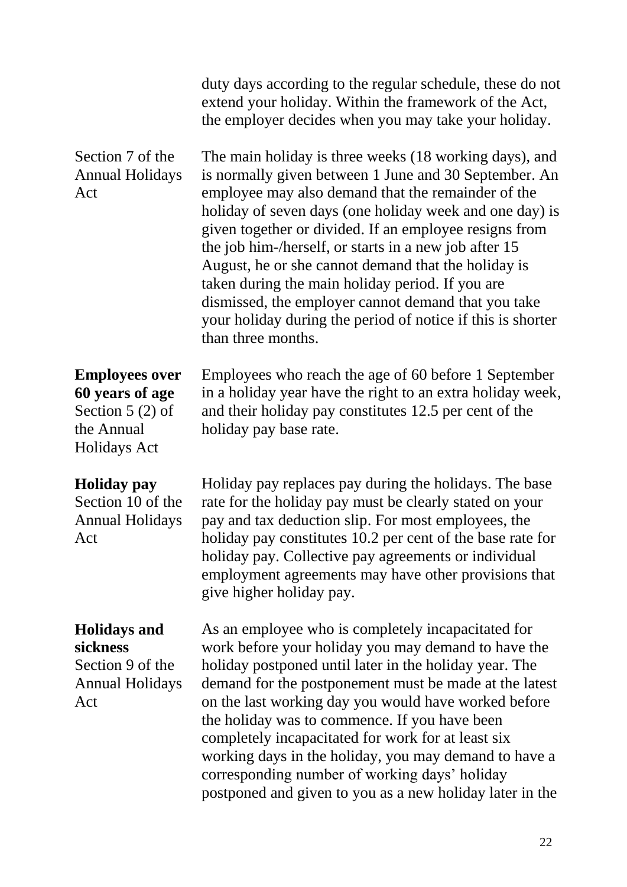duty days according to the regular schedule, these do not extend your holiday. Within the framework of the Act, the employer decides when you may take your holiday.

Section 7 of the Annual Holidays Act

The main holiday is three weeks (18 working days), and is normally given between 1 June and 30 September. An employee may also demand that the remainder of the holiday of seven days (one holiday week and one day) is given together or divided. If an employee resigns from the job him-/herself, or starts in a new job after 15 August, he or she cannot demand that the holiday is taken during the main holiday period. If you are dismissed, the employer cannot demand that you take your holiday during the period of notice if this is shorter than three months.

**Employees over 60 years of age**
Section 5 (2) of the Annual Holidays Act

Employees who reach the age of 60 before 1 September in a holiday year have the right to an extra holiday week, and their holiday pay constitutes 12.5 per cent of the holiday pay base rate.

**Holiday pay**
Section 10 of the Annual Holidays Act

Holiday pay replaces pay during the holidays. The base rate for the holiday pay must be clearly stated on your pay and tax deduction slip. For most employees, the holiday pay constitutes 10.2 per cent of the base rate for holiday pay. Collective pay agreements or individual employment agreements may have other provisions that give higher holiday pay.

**Holidays and sickness**
Section 9 of the Annual Holidays Act

As an employee who is completely incapacitated for work before your holiday you may demand to have the holiday postponed until later in the holiday year. The demand for the postponement must be made at the latest on the last working day you would have worked before the holiday was to commence. If you have been completely incapacitated for work for at least six working days in the holiday, you may demand to have a corresponding number of working days' holiday postponed and given to you as a new holiday later in the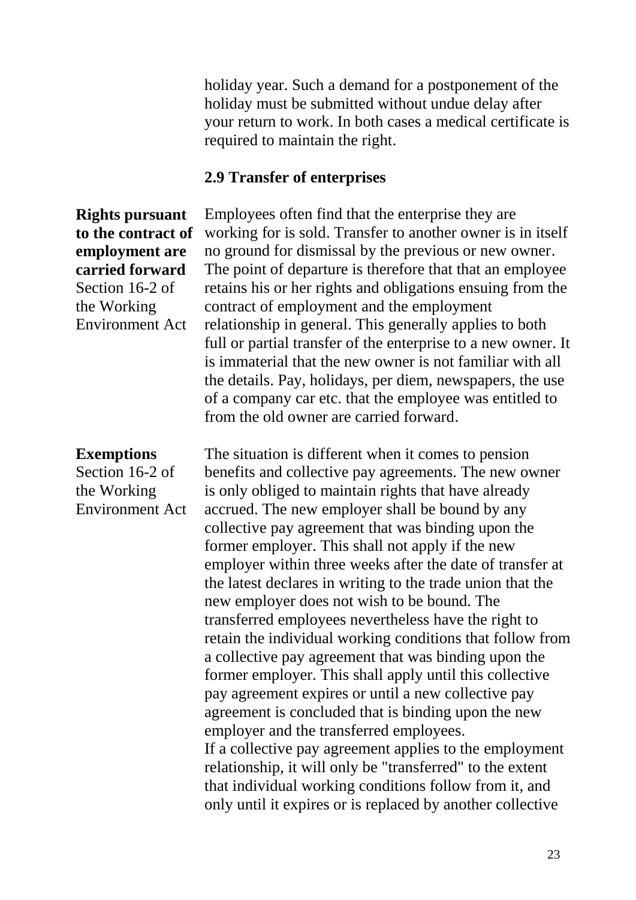holiday year. Such a demand for a postponement of the holiday must be submitted without undue delay after your return to work. In both cases a medical certificate is required to maintain the right.

### 2.9 Transfer of enterprises

**Rights pursuant to the contract of employment are carried forward**
Section 16-2 of the Working Environment Act

Employees often find that the enterprise they are working for is sold. Transfer to another owner is in itself no ground for dismissal by the previous or new owner. The point of departure is therefore that that an employee retains his or her rights and obligations ensuing from the contract of employment and the employment relationship in general. This generally applies to both full or partial transfer of the enterprise to a new owner. It is immaterial that the new owner is not familiar with all the details. Pay, holidays, per diem, newspapers, the use of a company car etc. that the employee was entitled to from the old owner are carried forward.

**Exemptions**
Section 16-2 of the Working Environment Act

The situation is different when it comes to pension benefits and collective pay agreements. The new owner is only obliged to maintain rights that have already accrued. The new employer shall be bound by any collective pay agreement that was binding upon the former employer. This shall not apply if the new employer within three weeks after the date of transfer at the latest declares in writing to the trade union that the new employer does not wish to be bound. The transferred employees nevertheless have the right to retain the individual working conditions that follow from a collective pay agreement that was binding upon the former employer. This shall apply until this collective pay agreement expires or until a new collective pay agreement is concluded that is binding upon the new employer and the transferred employees.
If a collective pay agreement applies to the employment relationship, it will only be "transferred" to the extent that individual working conditions follow from it, and only until it expires or is replaced by another collective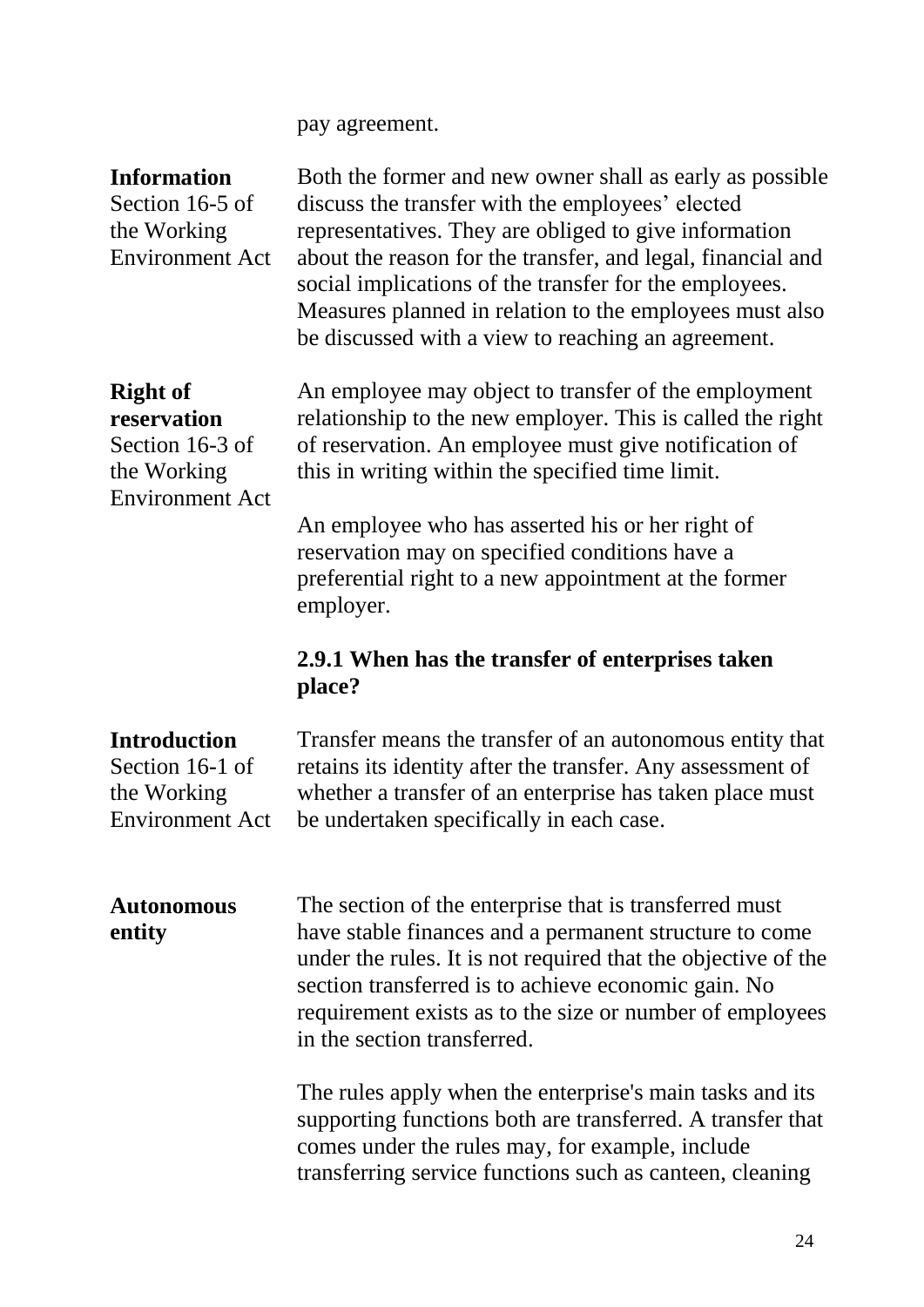pay agreement.

**Information**
Section 16-5 of the Working Environment Act

Both the former and new owner shall as early as possible discuss the transfer with the employees' elected representatives. They are obliged to give information about the reason for the transfer, and legal, financial and social implications of the transfer for the employees. Measures planned in relation to the employees must also be discussed with a view to reaching an agreement.

**Right of reservation**
Section 16-3 of the Working Environment Act

An employee may object to transfer of the employment relationship to the new employer. This is called the right of reservation. An employee must give notification of this in writing within the specified time limit.

An employee who has asserted his or her right of reservation may on specified conditions have a preferential right to a new appointment at the former employer.

### 2.9.1 When has the transfer of enterprises taken place?

**Introduction**
Section 16-1 of the Working Environment Act

Transfer means the transfer of an autonomous entity that retains its identity after the transfer. Any assessment of whether a transfer of an enterprise has taken place must be undertaken specifically in each case.

**Autonomous entity**

The section of the enterprise that is transferred must have stable finances and a permanent structure to come under the rules. It is not required that the objective of the section transferred is to achieve economic gain. No requirement exists as to the size or number of employees in the section transferred.

The rules apply when the enterprise's main tasks and its supporting functions both are transferred. A transfer that comes under the rules may, for example, include transferring service functions such as canteen, cleaning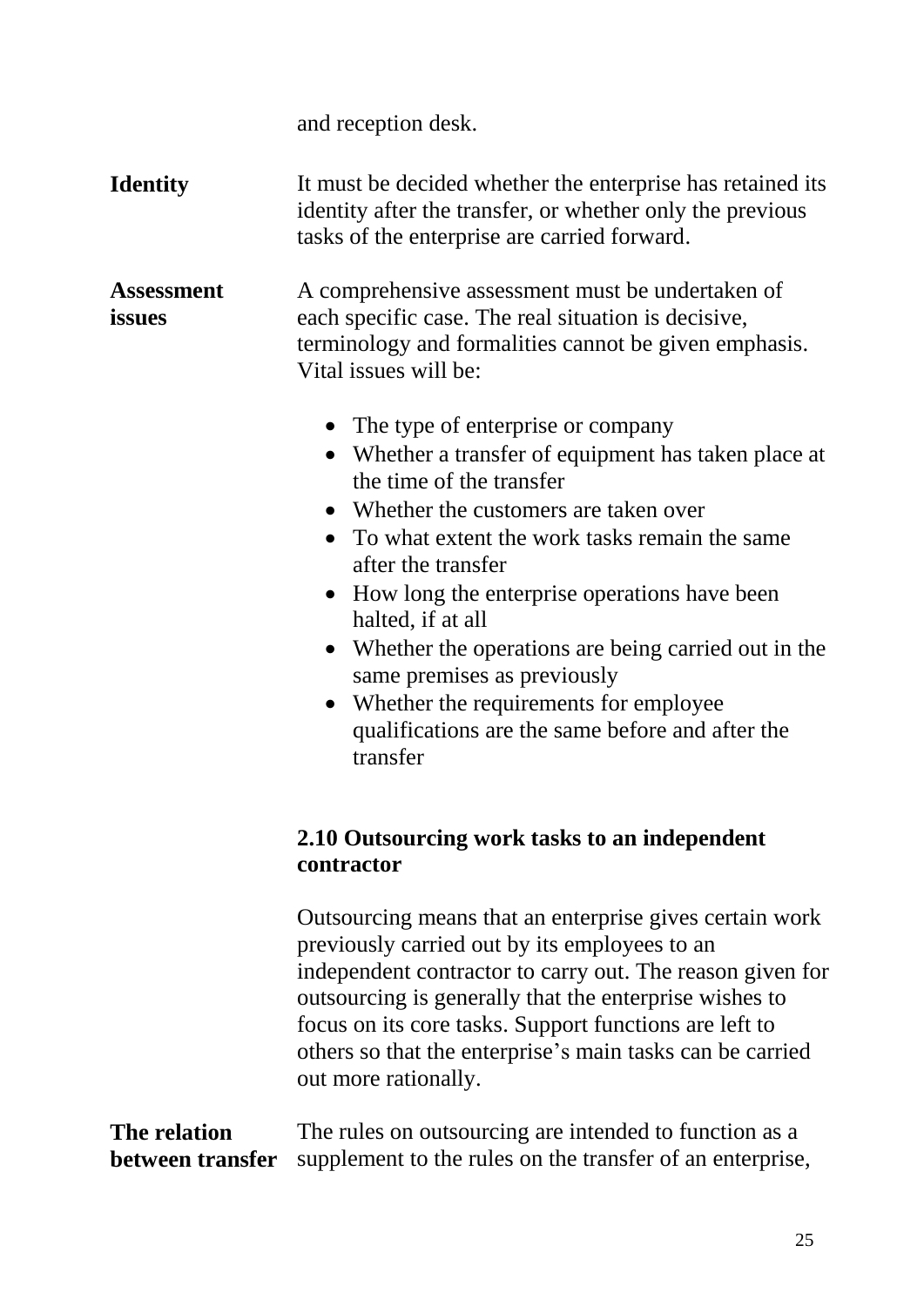and reception desk.

**Identity**

It must be decided whether the enterprise has retained its identity after the transfer, or whether only the previous tasks of the enterprise are carried forward.

**Assessment issues**

A comprehensive assessment must be undertaken of each specific case. The real situation is decisive, terminology and formalities cannot be given emphasis. Vital issues will be:

- The type of enterprise or company
- Whether a transfer of equipment has taken place at the time of the transfer
- Whether the customers are taken over
- To what extent the work tasks remain the same after the transfer
- How long the enterprise operations have been halted, if at all
- Whether the operations are being carried out in the same premises as previously
- Whether the requirements for employee qualifications are the same before and after the transfer

### 2.10 Outsourcing work tasks to an independent contractor

Outsourcing means that an enterprise gives certain work previously carried out by its employees to an independent contractor to carry out. The reason given for outsourcing is generally that the enterprise wishes to focus on its core tasks. Support functions are left to others so that the enterprise's main tasks can be carried out more rationally.

**The relation between transfer**

The rules on outsourcing are intended to function as a supplement to the rules on the transfer of an enterprise,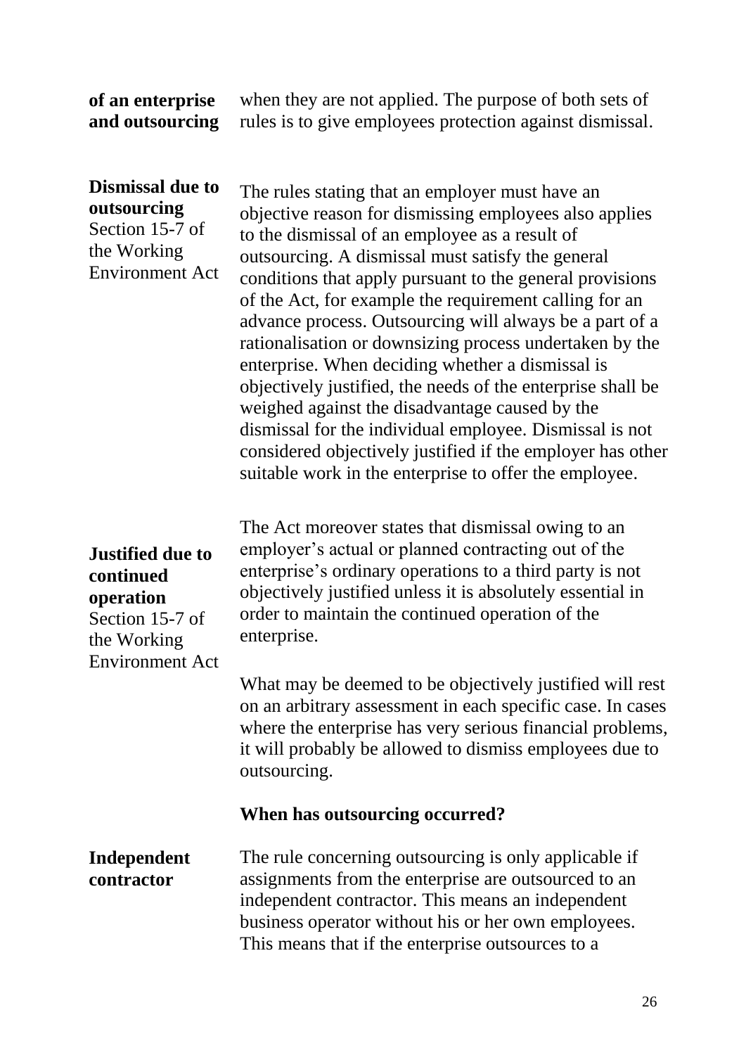**of an enterprise and outsourcing**

when they are not applied. The purpose of both sets of rules is to give employees protection against dismissal.

**Dismissal due to outsourcing**
Section 15-7 of the Working Environment Act

The rules stating that an employer must have an objective reason for dismissing employees also applies to the dismissal of an employee as a result of outsourcing. A dismissal must satisfy the general conditions that apply pursuant to the general provisions of the Act, for example the requirement calling for an advance process. Outsourcing will always be a part of a rationalisation or downsizing process undertaken by the enterprise. When deciding whether a dismissal is objectively justified, the needs of the enterprise shall be weighed against the disadvantage caused by the dismissal for the individual employee. Dismissal is not considered objectively justified if the employer has other suitable work in the enterprise to offer the employee.

**Justified due to continued operation**
Section 15-7 of the Working Environment Act

The Act moreover states that dismissal owing to an employer's actual or planned contracting out of the enterprise's ordinary operations to a third party is not objectively justified unless it is absolutely essential in order to maintain the continued operation of the enterprise.

What may be deemed to be objectively justified will rest on an arbitrary assessment in each specific case. In cases where the enterprise has very serious financial problems, it will probably be allowed to dismiss employees due to outsourcing.

**When has outsourcing occurred?**

**Independent contractor**

The rule concerning outsourcing is only applicable if assignments from the enterprise are outsourced to an independent contractor. This means an independent business operator without his or her own employees. This means that if the enterprise outsources to a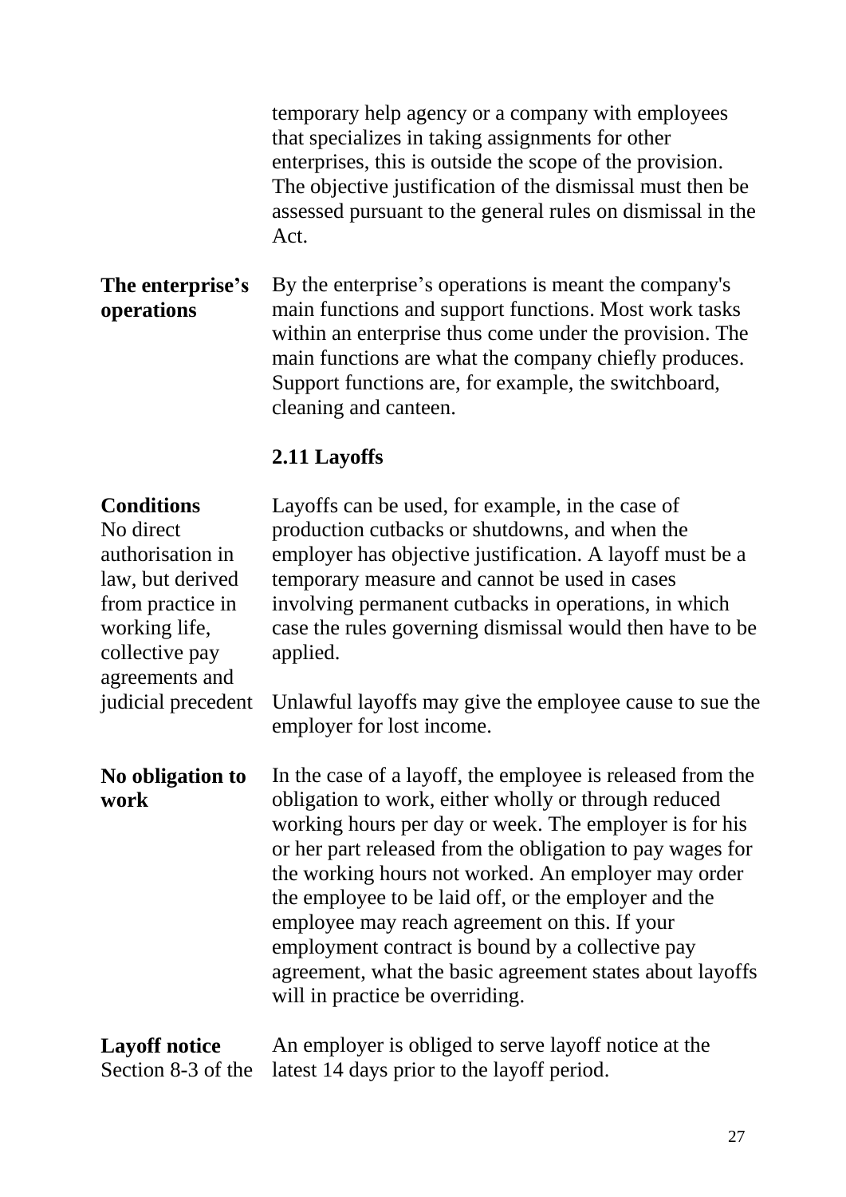temporary help agency or a company with employees that specializes in taking assignments for other enterprises, this is outside the scope of the provision. The objective justification of the dismissal must then be assessed pursuant to the general rules on dismissal in the Act.

**The enterprise's operations**

By the enterprise's operations is meant the company's main functions and support functions. Most work tasks within an enterprise thus come under the provision. The main functions are what the company chiefly produces. Support functions are, for example, the switchboard, cleaning and canteen.

### 2.11 Layoffs

**Conditions**
No direct authorisation in law, but derived from practice in working life, collective pay agreements and judicial precedent

Layoffs can be used, for example, in the case of production cutbacks or shutdowns, and when the employer has objective justification. A layoff must be a temporary measure and cannot be used in cases involving permanent cutbacks in operations, in which case the rules governing dismissal would then have to be applied.

Unlawful layoffs may give the employee cause to sue the employer for lost income.

**No obligation to work**

In the case of a layoff, the employee is released from the obligation to work, either wholly or through reduced working hours per day or week. The employer is for his or her part released from the obligation to pay wages for the working hours not worked. An employer may order the employee to be laid off, or the employer and the employee may reach agreement on this. If your employment contract is bound by a collective pay agreement, what the basic agreement states about layoffs will in practice be overriding.

**Layoff notice**
Section 8-3 of the

An employer is obliged to serve layoff notice at the latest 14 days prior to the layoff period.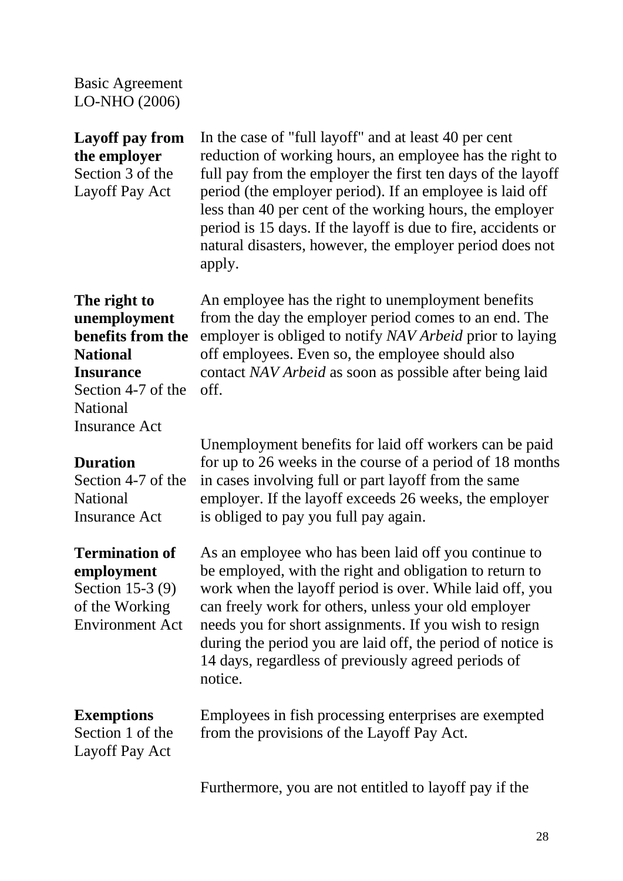Basic Agreement LO-NHO (2006)

**Layoff pay from the employer**
Section 3 of the Layoff Pay Act

In the case of "full layoff" and at least 40 per cent reduction of working hours, an employee has the right to full pay from the employer the first ten days of the layoff period (the employer period). If an employee is laid off less than 40 per cent of the working hours, the employer period is 15 days. If the layoff is due to fire, accidents or natural disasters, however, the employer period does not apply.

**The right to unemployment benefits from the National Insurance**
Section 4-7 of the National Insurance Act

An employee has the right to unemployment benefits from the day the employer period comes to an end. The employer is obliged to notify *NAV Arbeid* prior to laying off employees. Even so, the employee should also contact *NAV Arbeid* as soon as possible after being laid off.

**Duration**
Section 4-7 of the National Insurance Act

Unemployment benefits for laid off workers can be paid for up to 26 weeks in the course of a period of 18 months in cases involving full or part layoff from the same employer. If the layoff exceeds 26 weeks, the employer is obliged to pay you full pay again.

**Termination of employment**
Section 15-3 (9) of the Working Environment Act

As an employee who has been laid off you continue to be employed, with the right and obligation to return to work when the layoff period is over. While laid off, you can freely work for others, unless your old employer needs you for short assignments. If you wish to resign during the period you are laid off, the period of notice is 14 days, regardless of previously agreed periods of notice.

**Exemptions**
Section 1 of the Layoff Pay Act

Employees in fish processing enterprises are exempted from the provisions of the Layoff Pay Act.

Furthermore, you are not entitled to layoff pay if the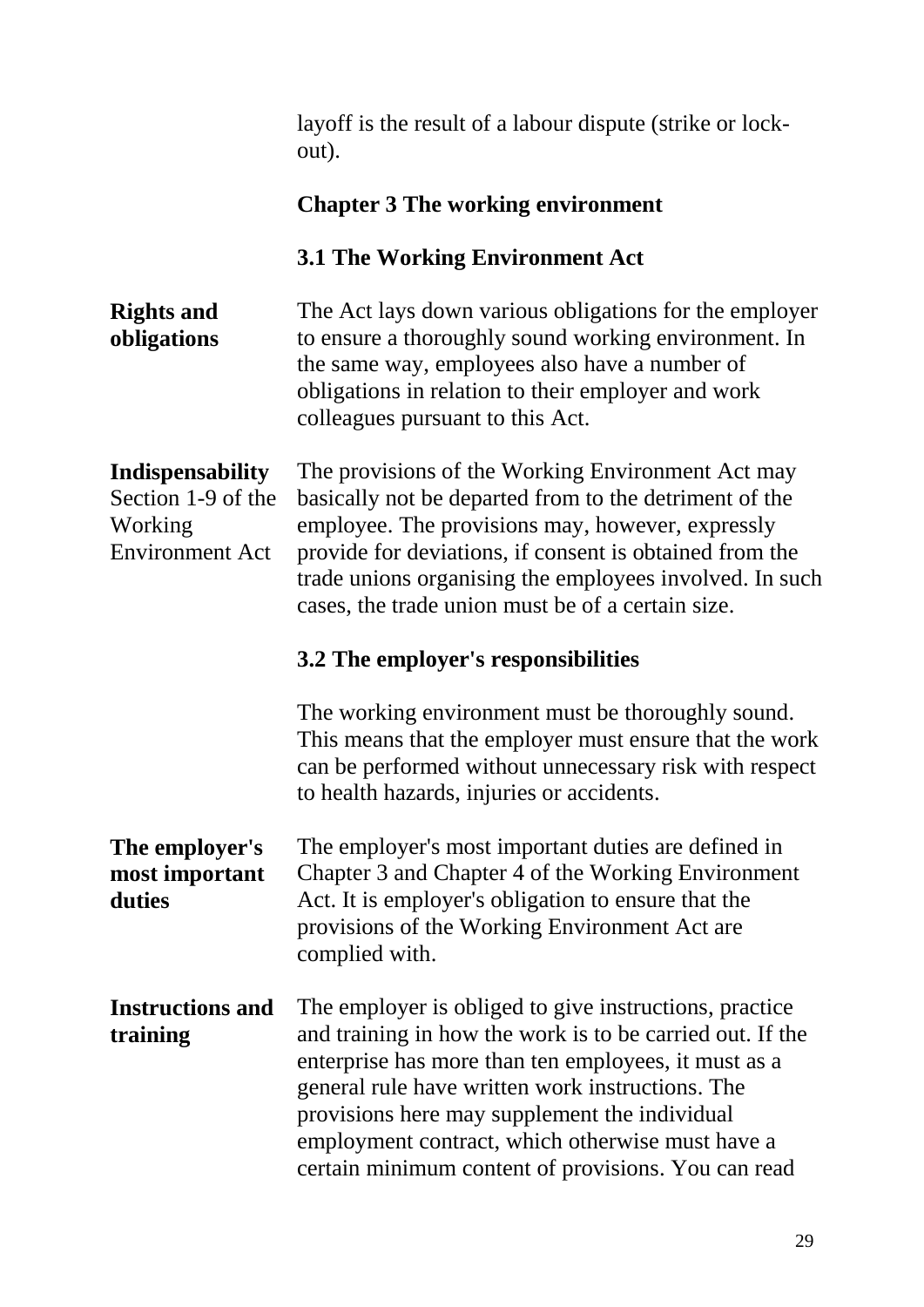layoff is the result of a labour dispute (strike or lock-out).

## Chapter 3 The working environment

### 3.1 The Working Environment Act

**Rights and obligations**

The Act lays down various obligations for the employer to ensure a thoroughly sound working environment. In the same way, employees also have a number of obligations in relation to their employer and work colleagues pursuant to this Act.

**Indispensability**
Section 1-9 of the Working Environment Act

The provisions of the Working Environment Act may basically not be departed from to the detriment of the employee. The provisions may, however, expressly provide for deviations, if consent is obtained from the trade unions organising the employees involved. In such cases, the trade union must be of a certain size.

### 3.2 The employer's responsibilities

The working environment must be thoroughly sound. This means that the employer must ensure that the work can be performed without unnecessary risk with respect to health hazards, injuries or accidents.

**The employer's most important duties**

The employer's most important duties are defined in Chapter 3 and Chapter 4 of the Working Environment Act. It is employer's obligation to ensure that the provisions of the Working Environment Act are complied with.

**Instructions and training**

The employer is obliged to give instructions, practice and training in how the work is to be carried out. If the enterprise has more than ten employees, it must as a general rule have written work instructions. The provisions here may supplement the individual employment contract, which otherwise must have a certain minimum content of provisions. You can read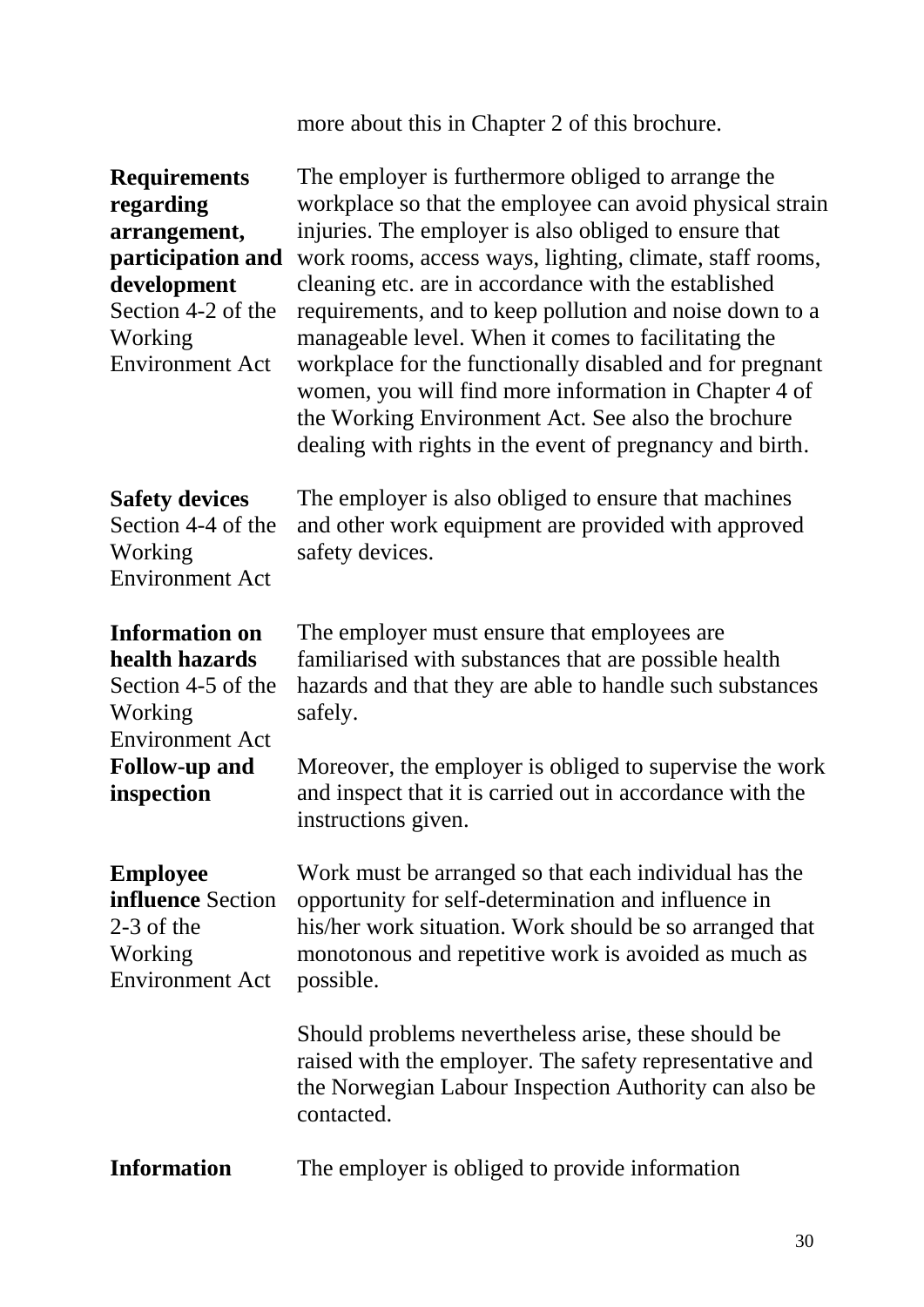more about this in Chapter 2 of this brochure.

**Requirements regarding arrangement, participation and development**
Section 4-2 of the Working Environment Act

The employer is furthermore obliged to arrange the workplace so that the employee can avoid physical strain injuries. The employer is also obliged to ensure that work rooms, access ways, lighting, climate, staff rooms, cleaning etc. are in accordance with the established requirements, and to keep pollution and noise down to a manageable level. When it comes to facilitating the workplace for the functionally disabled and for pregnant women, you will find more information in Chapter 4 of the Working Environment Act. See also the brochure dealing with rights in the event of pregnancy and birth.

**Safety devices**
Section 4-4 of the Working Environment Act

The employer is also obliged to ensure that machines and other work equipment are provided with approved safety devices.

**Information on health hazards**
Section 4-5 of the Working Environment Act

The employer must ensure that employees are familiarised with substances that are possible health hazards and that they are able to handle such substances safely.

**Follow-up and inspection**

Moreover, the employer is obliged to supervise the work and inspect that it is carried out in accordance with the instructions given.

**Employee influence** Section 2-3 of the Working Environment Act

Work must be arranged so that each individual has the opportunity for self-determination and influence in his/her work situation. Work should be so arranged that monotonous and repetitive work is avoided as much as possible.

Should problems nevertheless arise, these should be raised with the employer. The safety representative and the Norwegian Labour Inspection Authority can also be contacted.

**Information**

The employer is obliged to provide information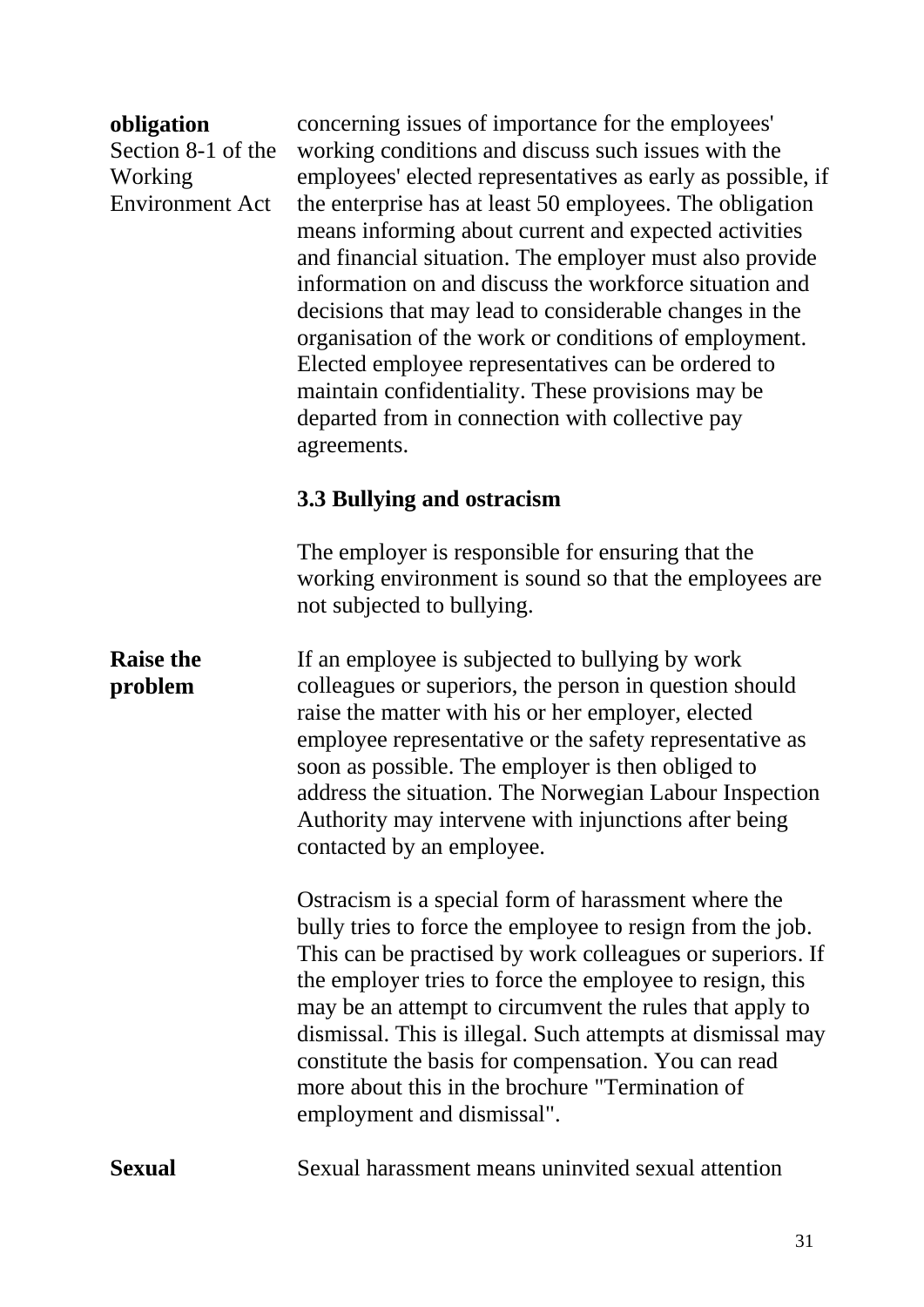**obligation**
Section 8-1 of the Working Environment Act

concerning issues of importance for the employees' working conditions and discuss such issues with the employees' elected representatives as early as possible, if the enterprise has at least 50 employees. The obligation means informing about current and expected activities and financial situation. The employer must also provide information on and discuss the workforce situation and decisions that may lead to considerable changes in the organisation of the work or conditions of employment. Elected employee representatives can be ordered to maintain confidentiality. These provisions may be departed from in connection with collective pay agreements.

### 3.3 Bullying and ostracism

The employer is responsible for ensuring that the working environment is sound so that the employees are not subjected to bullying.

**Raise the problem**

If an employee is subjected to bullying by work colleagues or superiors, the person in question should raise the matter with his or her employer, elected employee representative or the safety representative as soon as possible. The employer is then obliged to address the situation. The Norwegian Labour Inspection Authority may intervene with injunctions after being contacted by an employee.

Ostracism is a special form of harassment where the bully tries to force the employee to resign from the job. This can be practised by work colleagues or superiors. If the employer tries to force the employee to resign, this may be an attempt to circumvent the rules that apply to dismissal. This is illegal. Such attempts at dismissal may constitute the basis for compensation. You can read more about this in the brochure "Termination of employment and dismissal".

**Sexual**

Sexual harassment means uninvited sexual attention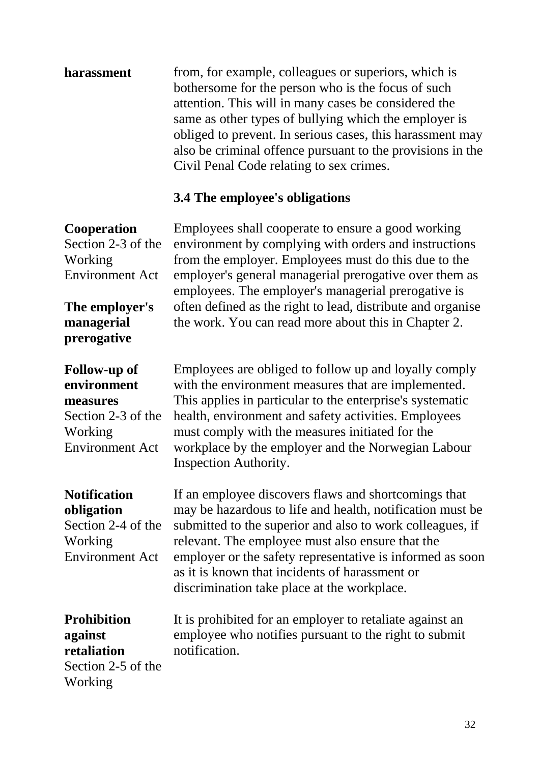**harassment**

from, for example, colleagues or superiors, which is bothersome for the person who is the focus of such attention. This will in many cases be considered the same as other types of bullying which the employer is obliged to prevent. In serious cases, this harassment may also be criminal offence pursuant to the provisions in the Civil Penal Code relating to sex crimes.

### 3.4 The employee's obligations

**Cooperation**
Section 2-3 of the Working Environment Act

**The employer's managerial prerogative**

Employees shall cooperate to ensure a good working environment by complying with orders and instructions from the employer. Employees must do this due to the employer's general managerial prerogative over them as employees. The employer's managerial prerogative is often defined as the right to lead, distribute and organise the work. You can read more about this in Chapter 2.

**Follow-up of environment measures**
Section 2-3 of the Working Environment Act

Employees are obliged to follow up and loyally comply with the environment measures that are implemented. This applies in particular to the enterprise's systematic health, environment and safety activities. Employees must comply with the measures initiated for the workplace by the employer and the Norwegian Labour Inspection Authority.

**Notification obligation**
Section 2-4 of the Working Environment Act

If an employee discovers flaws and shortcomings that may be hazardous to life and health, notification must be submitted to the superior and also to work colleagues, if relevant. The employee must also ensure that the employer or the safety representative is informed as soon as it is known that incidents of harassment or discrimination take place at the workplace.

**Prohibition against retaliation**
Section 2-5 of the Working

It is prohibited for an employer to retaliate against an employee who notifies pursuant to the right to submit notification.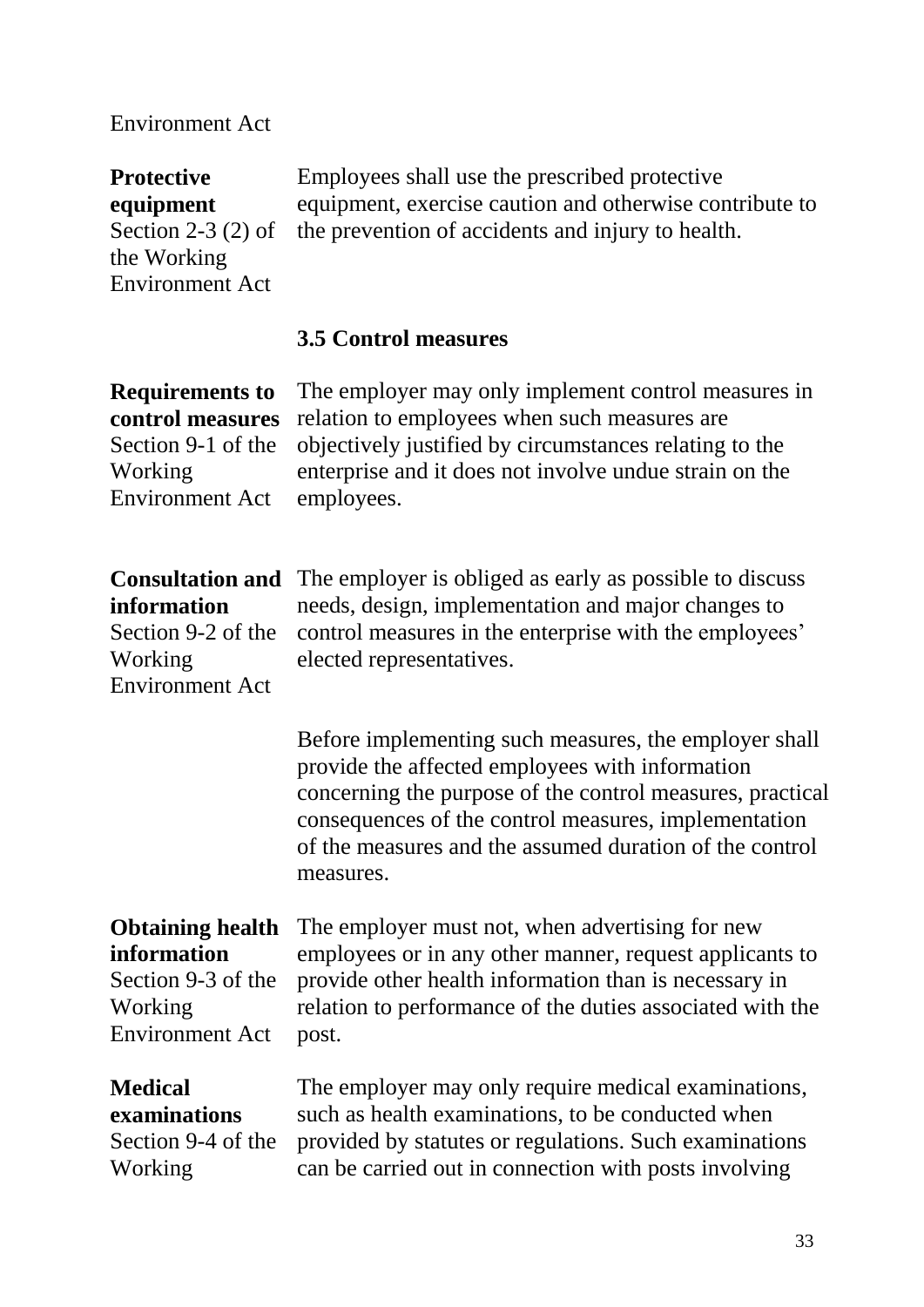Environment Act

**Protective equipment**
Section 2-3 (2) of the Working Environment Act

Employees shall use the prescribed protective equipment, exercise caution and otherwise contribute to the prevention of accidents and injury to health.

### 3.5 Control measures

**Requirements to control measures**
Section 9-1 of the Working Environment Act

The employer may only implement control measures in relation to employees when such measures are objectively justified by circumstances relating to the enterprise and it does not involve undue strain on the employees.

**Consultation and information**
Section 9-2 of the Working Environment Act

The employer is obliged as early as possible to discuss needs, design, implementation and major changes to control measures in the enterprise with the employees' elected representatives.

Before implementing such measures, the employer shall provide the affected employees with information concerning the purpose of the control measures, practical consequences of the control measures, implementation of the measures and the assumed duration of the control measures.

**Obtaining health information**
Section 9-3 of the Working Environment Act

The employer must not, when advertising for new employees or in any other manner, request applicants to provide other health information than is necessary in relation to performance of the duties associated with the post.

**Medical examinations**
Section 9-4 of the Working

The employer may only require medical examinations, such as health examinations, to be conducted when provided by statutes or regulations. Such examinations can be carried out in connection with posts involving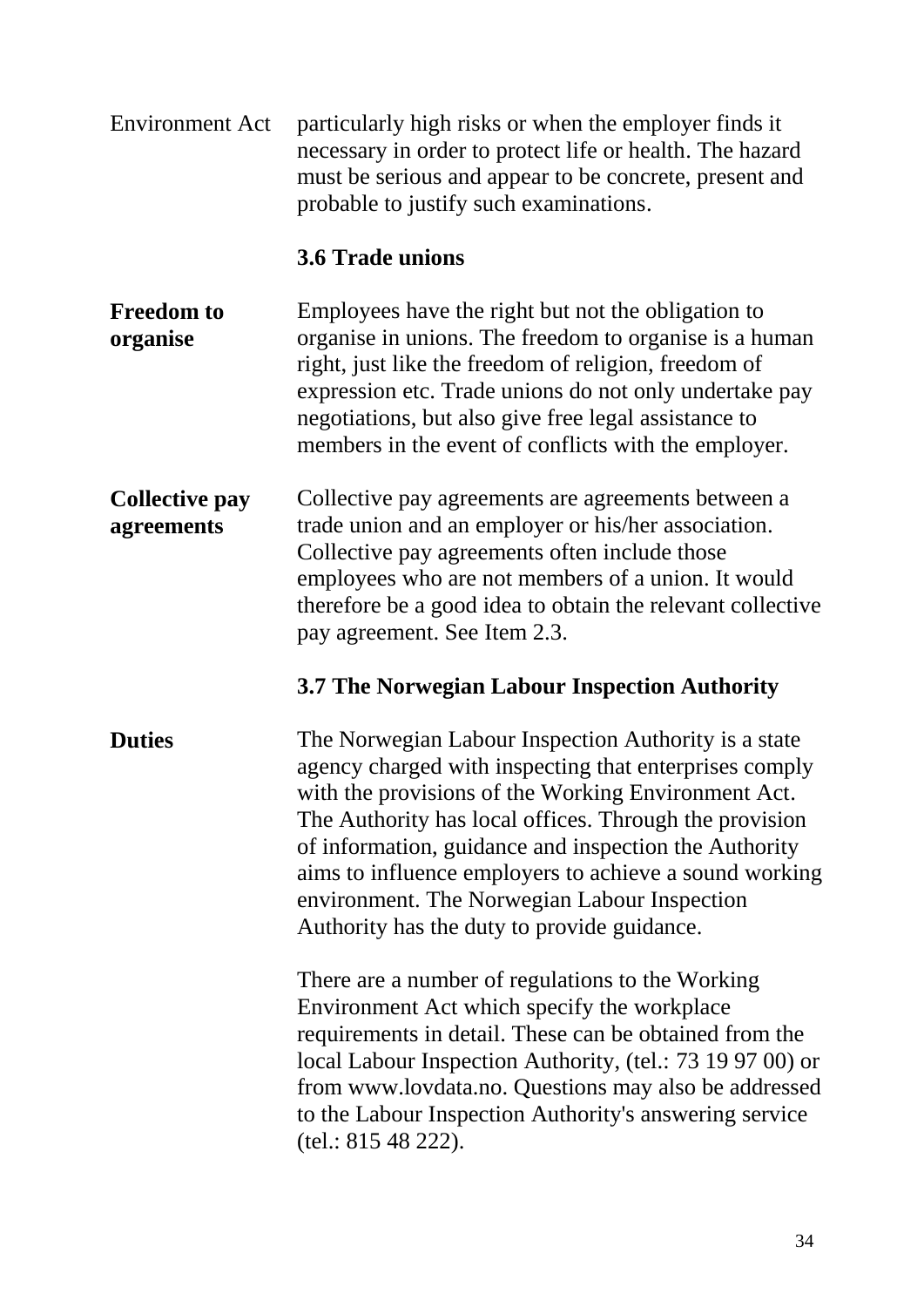Environment Act

particularly high risks or when the employer finds it necessary in order to protect life or health. The hazard must be serious and appear to be concrete, present and probable to justify such examinations.

### 3.6 Trade unions

**Freedom to organise**

Employees have the right but not the obligation to organise in unions. The freedom to organise is a human right, just like the freedom of religion, freedom of expression etc. Trade unions do not only undertake pay negotiations, but also give free legal assistance to members in the event of conflicts with the employer.

**Collective pay agreements**

Collective pay agreements are agreements between a trade union and an employer or his/her association. Collective pay agreements often include those employees who are not members of a union. It would therefore be a good idea to obtain the relevant collective pay agreement. See Item 2.3.

### 3.7 The Norwegian Labour Inspection Authority

**Duties**

The Norwegian Labour Inspection Authority is a state agency charged with inspecting that enterprises comply with the provisions of the Working Environment Act. The Authority has local offices. Through the provision of information, guidance and inspection the Authority aims to influence employers to achieve a sound working environment. The Norwegian Labour Inspection Authority has the duty to provide guidance.

There are a number of regulations to the Working Environment Act which specify the workplace requirements in detail. These can be obtained from the local Labour Inspection Authority, (tel.: 73 19 97 00) or from www.lovdata.no. Questions may also be addressed to the Labour Inspection Authority's answering service (tel.: 815 48 222).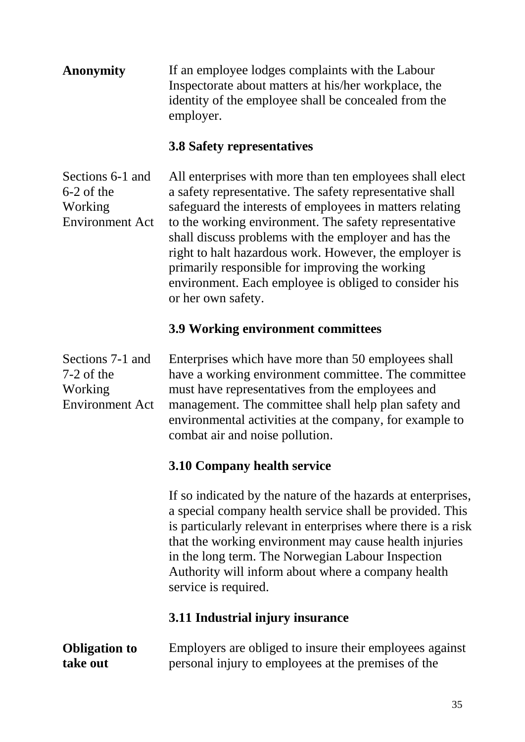**Anonymity**

If an employee lodges complaints with the Labour Inspectorate about matters at his/her workplace, the identity of the employee shall be concealed from the employer.

### 3.8 Safety representatives

Sections 6-1 and 6-2 of the Working Environment Act

All enterprises with more than ten employees shall elect a safety representative. The safety representative shall safeguard the interests of employees in matters relating to the working environment. The safety representative shall discuss problems with the employer and has the right to halt hazardous work. However, the employer is primarily responsible for improving the working environment. Each employee is obliged to consider his or her own safety.

### 3.9 Working environment committees

Sections 7-1 and 7-2 of the Working Environment Act

Enterprises which have more than 50 employees shall have a working environment committee. The committee must have representatives from the employees and management. The committee shall help plan safety and environmental activities at the company, for example to combat air and noise pollution.

### 3.10 Company health service

If so indicated by the nature of the hazards at enterprises, a special company health service shall be provided. This is particularly relevant in enterprises where there is a risk that the working environment may cause health injuries in the long term. The Norwegian Labour Inspection Authority will inform about where a company health service is required.

### 3.11 Industrial injury insurance

**Obligation to take out**

Employers are obliged to insure their employees against personal injury to employees at the premises of the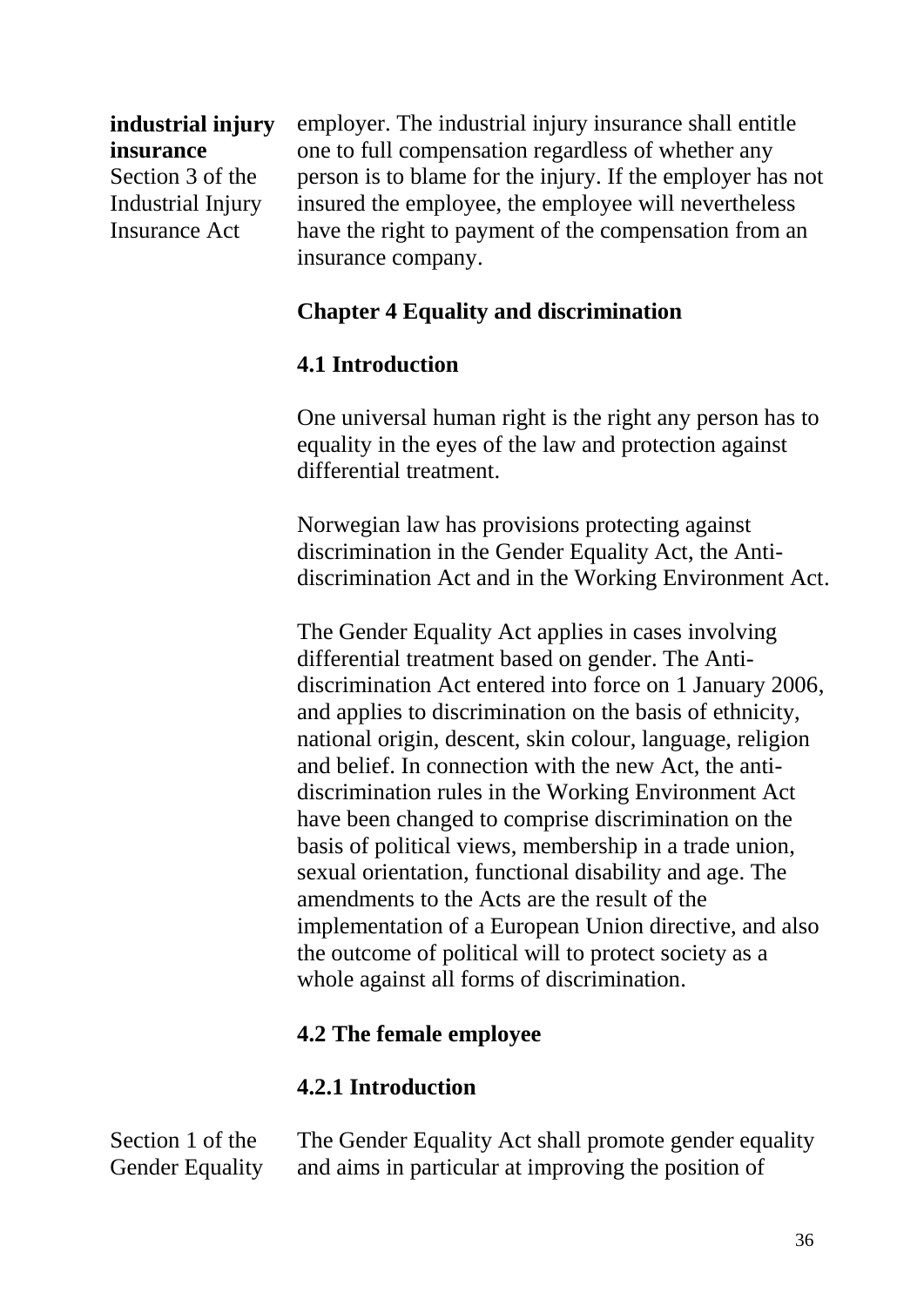**industrial injury insurance**
Section 3 of the Industrial Injury Insurance Act

employer. The industrial injury insurance shall entitle one to full compensation regardless of whether any person is to blame for the injury. If the employer has not insured the employee, the employee will nevertheless have the right to payment of the compensation from an insurance company.

## Chapter 4 Equality and discrimination

### 4.1 Introduction

One universal human right is the right any person has to equality in the eyes of the law and protection against differential treatment.

Norwegian law has provisions protecting against discrimination in the Gender Equality Act, the Anti-discrimination Act and in the Working Environment Act.

The Gender Equality Act applies in cases involving differential treatment based on gender. The Anti-discrimination Act entered into force on 1 January 2006, and applies to discrimination on the basis of ethnicity, national origin, descent, skin colour, language, religion and belief. In connection with the new Act, the anti-discrimination rules in the Working Environment Act have been changed to comprise discrimination on the basis of political views, membership in a trade union, sexual orientation, functional disability and age. The amendments to the Acts are the result of the implementation of a European Union directive, and also the outcome of political will to protect society as a whole against all forms of discrimination.

### 4.2 The female employee

#### 4.2.1 Introduction

Section 1 of the Gender Equality

The Gender Equality Act shall promote gender equality and aims in particular at improving the position of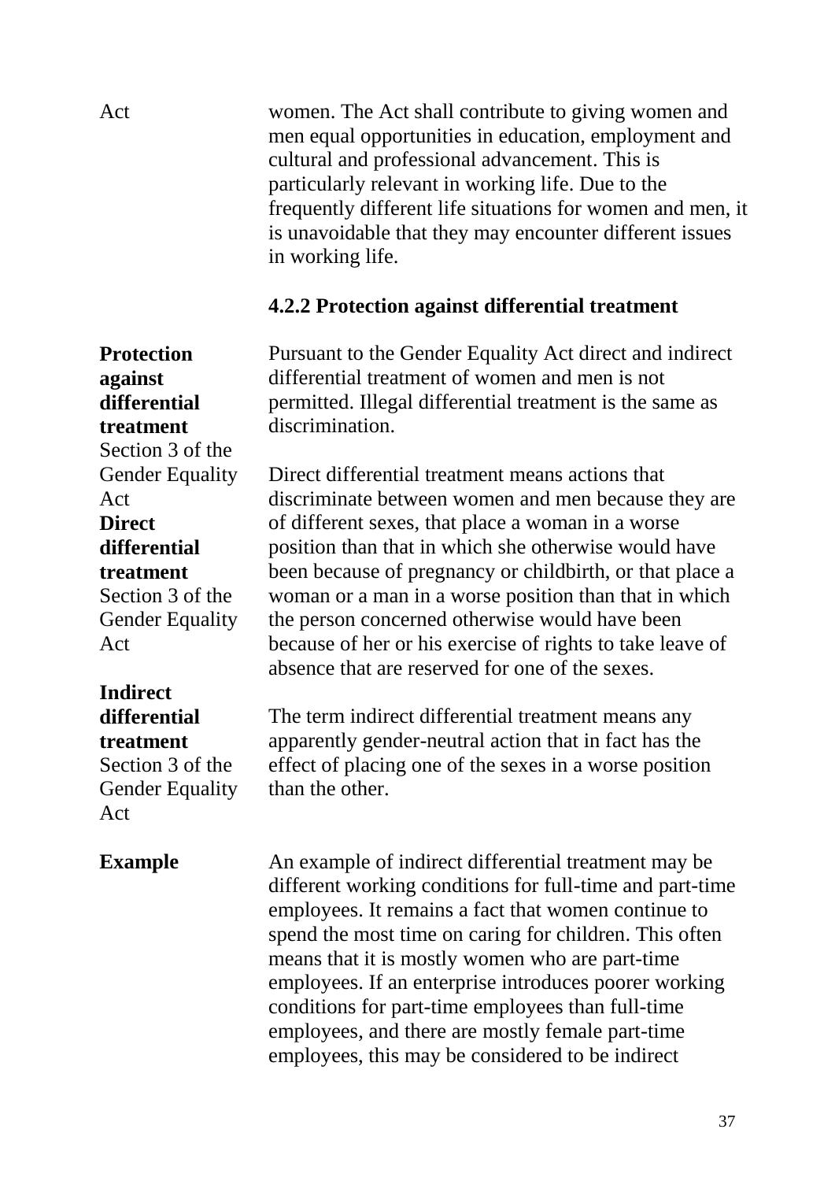Act

women. The Act shall contribute to giving women and men equal opportunities in education, employment and cultural and professional advancement. This is particularly relevant in working life. Due to the frequently different life situations for women and men, it is unavoidable that they may encounter different issues in working life.

### 4.2.2 Protection against differential treatment

**Protection against differential treatment**
Section 3 of the Gender Equality Act

Pursuant to the Gender Equality Act direct and indirect differential treatment of women and men is not permitted. Illegal differential treatment is the same as discrimination.

**Direct differential treatment**
Section 3 of the Gender Equality Act

Direct differential treatment means actions that discriminate between women and men because they are of different sexes, that place a woman in a worse position than that in which she otherwise would have been because of pregnancy or childbirth, or that place a woman or a man in a worse position than that in which the person concerned otherwise would have been because of her or his exercise of rights to take leave of absence that are reserved for one of the sexes.

**Indirect differential treatment**
Section 3 of the Gender Equality Act

The term indirect differential treatment means any apparently gender-neutral action that in fact has the effect of placing one of the sexes in a worse position than the other.

**Example**

An example of indirect differential treatment may be different working conditions for full-time and part-time employees. It remains a fact that women continue to spend the most time on caring for children. This often means that it is mostly women who are part-time employees. If an enterprise introduces poorer working conditions for part-time employees than full-time employees, and there are mostly female part-time employees, this may be considered to be indirect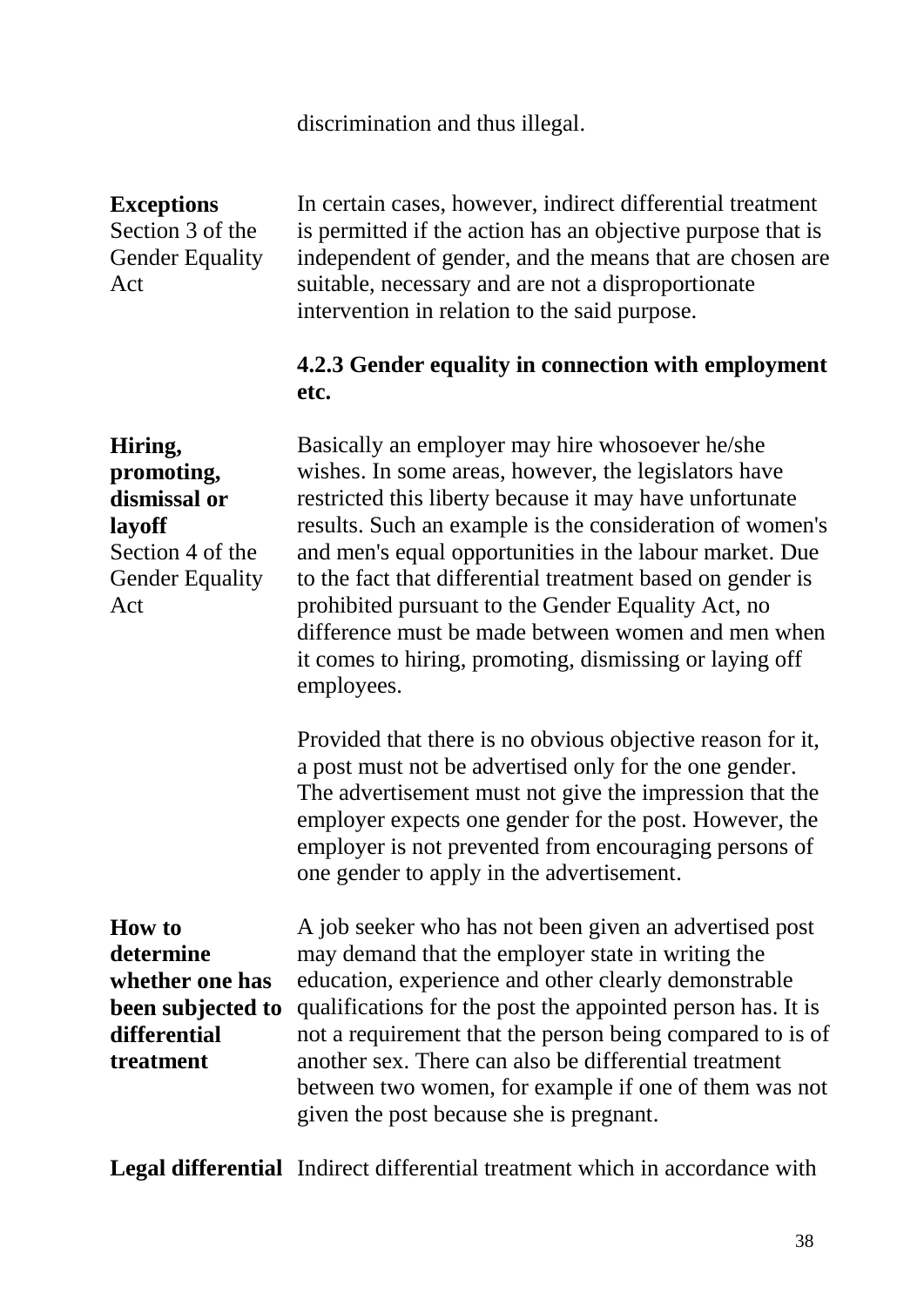discrimination and thus illegal.

**Exceptions**
Section 3 of the Gender Equality Act

In certain cases, however, indirect differential treatment is permitted if the action has an objective purpose that is independent of gender, and the means that are chosen are suitable, necessary and are not a disproportionate intervention in relation to the said purpose.

### 4.2.3 Gender equality in connection with employment etc.

**Hiring, promoting, dismissal or layoff**
Section 4 of the Gender Equality Act

Basically an employer may hire whosoever he/she wishes. In some areas, however, the legislators have restricted this liberty because it may have unfortunate results. Such an example is the consideration of women's and men's equal opportunities in the labour market. Due to the fact that differential treatment based on gender is prohibited pursuant to the Gender Equality Act, no difference must be made between women and men when it comes to hiring, promoting, dismissing or laying off employees.

Provided that there is no obvious objective reason for it, a post must not be advertised only for the one gender. The advertisement must not give the impression that the employer expects one gender for the post. However, the employer is not prevented from encouraging persons of one gender to apply in the advertisement.

**How to determine whether one has been subjected to differential treatment**

A job seeker who has not been given an advertised post may demand that the employer state in writing the education, experience and other clearly demonstrable qualifications for the post the appointed person has. It is not a requirement that the person being compared to is of another sex. There can also be differential treatment between two women, for example if one of them was not given the post because she is pregnant.

**Legal differential** Indirect differential treatment which in accordance with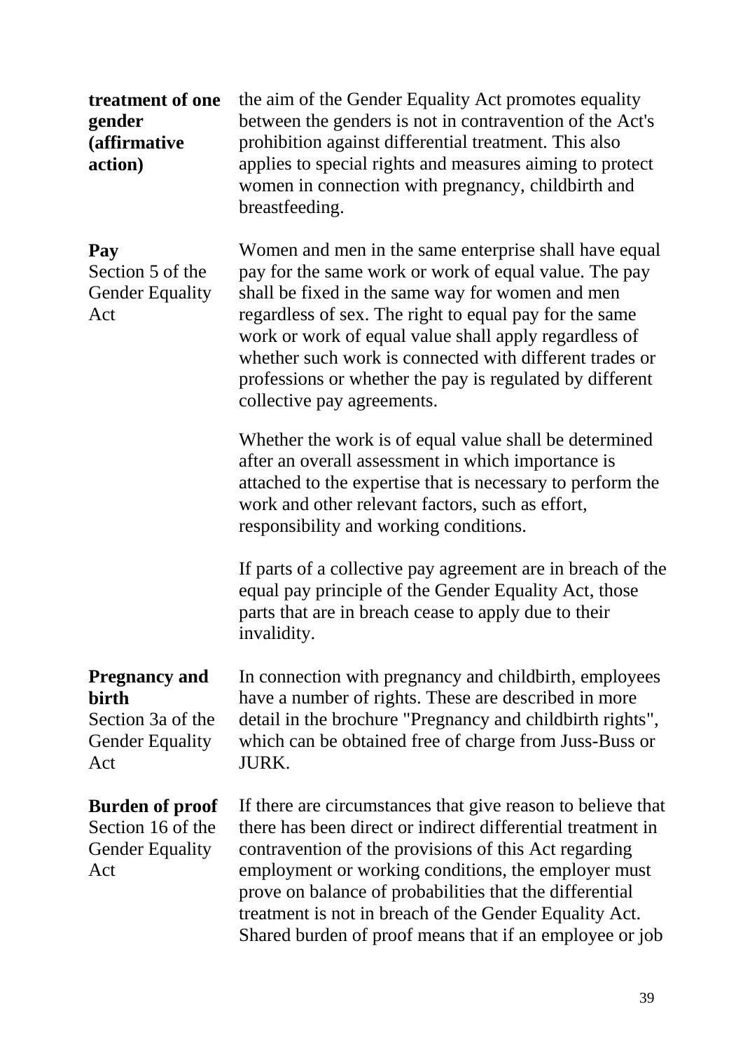**treatment of one gender (affirmative action)**

the aim of the Gender Equality Act promotes equality between the genders is not in contravention of the Act's prohibition against differential treatment. This also applies to special rights and measures aiming to protect women in connection with pregnancy, childbirth and breastfeeding.

**Pay**
Section 5 of the Gender Equality Act

Women and men in the same enterprise shall have equal pay for the same work or work of equal value. The pay shall be fixed in the same way for women and men regardless of sex. The right to equal pay for the same work or work of equal value shall apply regardless of whether such work is connected with different trades or professions or whether the pay is regulated by different collective pay agreements.

Whether the work is of equal value shall be determined after an overall assessment in which importance is attached to the expertise that is necessary to perform the work and other relevant factors, such as effort, responsibility and working conditions.

If parts of a collective pay agreement are in breach of the equal pay principle of the Gender Equality Act, those parts that are in breach cease to apply due to their invalidity.

**Pregnancy and birth**
Section 3a of the Gender Equality Act

In connection with pregnancy and childbirth, employees have a number of rights. These are described in more detail in the brochure "Pregnancy and childbirth rights", which can be obtained free of charge from Juss-Buss or JURK.

**Burden of proof**
Section 16 of the Gender Equality Act

If there are circumstances that give reason to believe that there has been direct or indirect differential treatment in contravention of the provisions of this Act regarding employment or working conditions, the employer must prove on balance of probabilities that the differential treatment is not in breach of the Gender Equality Act. Shared burden of proof means that if an employee or job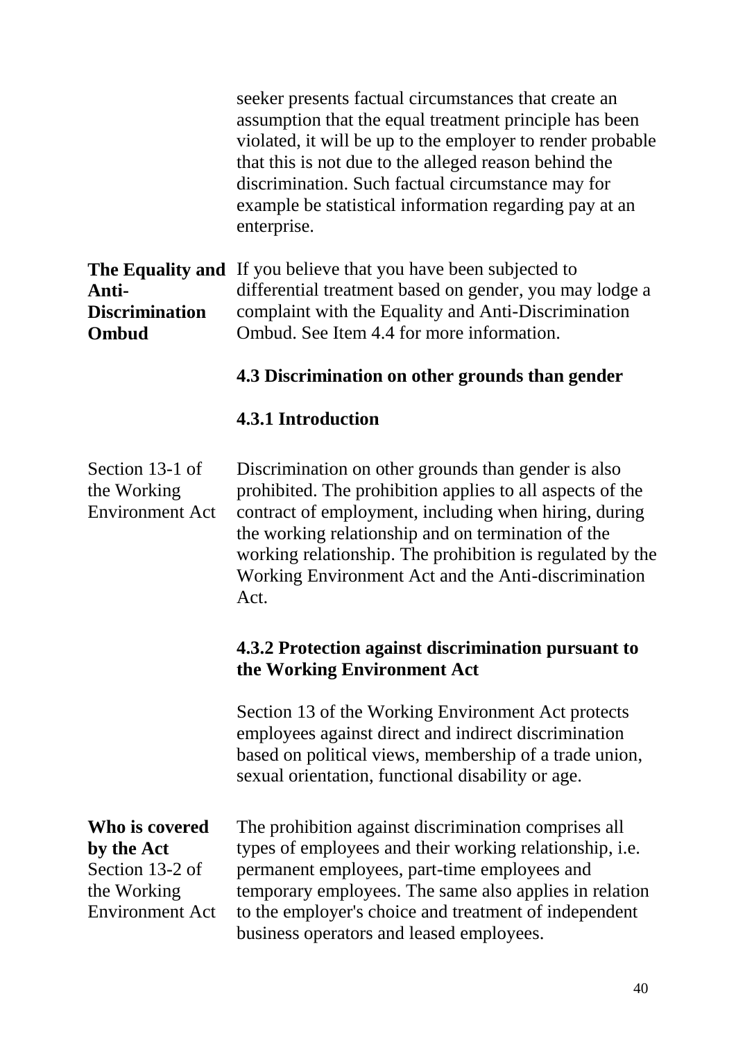seeker presents factual circumstances that create an assumption that the equal treatment principle has been violated, it will be up to the employer to render probable that this is not due to the alleged reason behind the discrimination. Such factual circumstance may for example be statistical information regarding pay at an enterprise.

**The Equality and Anti-Discrimination Ombud**

If you believe that you have been subjected to differential treatment based on gender, you may lodge a complaint with the Equality and Anti-Discrimination Ombud. See Item 4.4 for more information.

### 4.3 Discrimination on other grounds than gender

#### 4.3.1 Introduction

Section 13-1 of the Working Environment Act

Discrimination on other grounds than gender is also prohibited. The prohibition applies to all aspects of the contract of employment, including when hiring, during the working relationship and on termination of the working relationship. The prohibition is regulated by the Working Environment Act and the Anti-discrimination Act.

#### 4.3.2 Protection against discrimination pursuant to the Working Environment Act

Section 13 of the Working Environment Act protects employees against direct and indirect discrimination based on political views, membership of a trade union, sexual orientation, functional disability or age.

**Who is covered by the Act**
Section 13-2 of the Working Environment Act

The prohibition against discrimination comprises all types of employees and their working relationship, i.e. permanent employees, part-time employees and temporary employees. The same also applies in relation to the employer's choice and treatment of independent business operators and leased employees.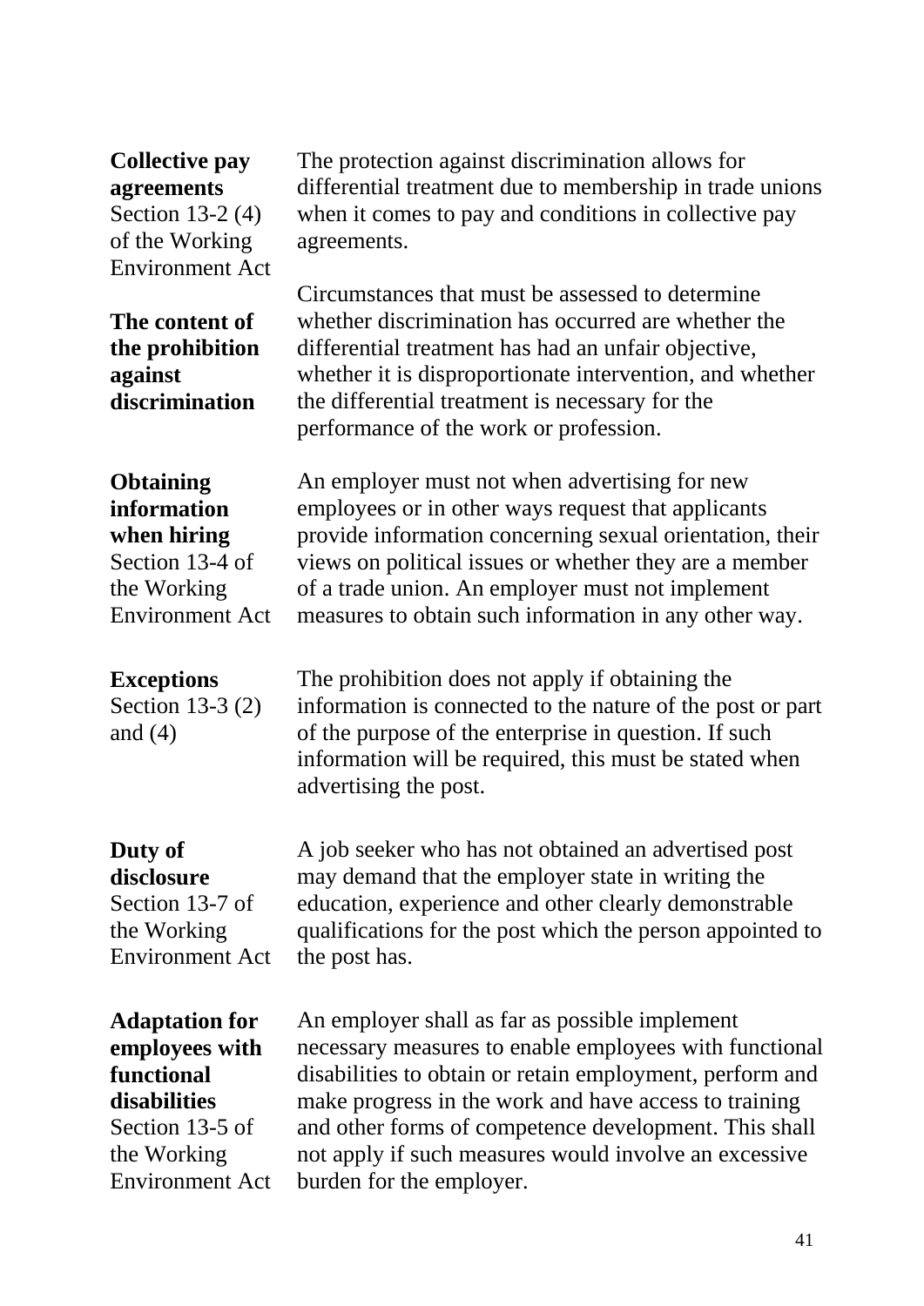**Collective pay agreements**
Section 13-2 (4) of the Working Environment Act

The protection against discrimination allows for differential treatment due to membership in trade unions when it comes to pay and conditions in collective pay agreements.

**The content of the prohibition against discrimination**

Circumstances that must be assessed to determine whether discrimination has occurred are whether the differential treatment has had an unfair objective, whether it is disproportionate intervention, and whether the differential treatment is necessary for the performance of the work or profession.

**Obtaining information when hiring**
Section 13-4 of the Working Environment Act

An employer must not when advertising for new employees or in other ways request that applicants provide information concerning sexual orientation, their views on political issues or whether they are a member of a trade union. An employer must not implement measures to obtain such information in any other way.

**Exceptions**
Section 13-3 (2) and (4)

The prohibition does not apply if obtaining the information is connected to the nature of the post or part of the purpose of the enterprise in question. If such information will be required, this must be stated when advertising the post.

**Duty of disclosure**
Section 13-7 of the Working Environment Act

A job seeker who has not obtained an advertised post may demand that the employer state in writing the education, experience and other clearly demonstrable qualifications for the post which the person appointed to the post has.

**Adaptation for employees with functional disabilities**
Section 13-5 of the Working Environment Act

An employer shall as far as possible implement necessary measures to enable employees with functional disabilities to obtain or retain employment, perform and make progress in the work and have access to training and other forms of competence development. This shall not apply if such measures would involve an excessive burden for the employer.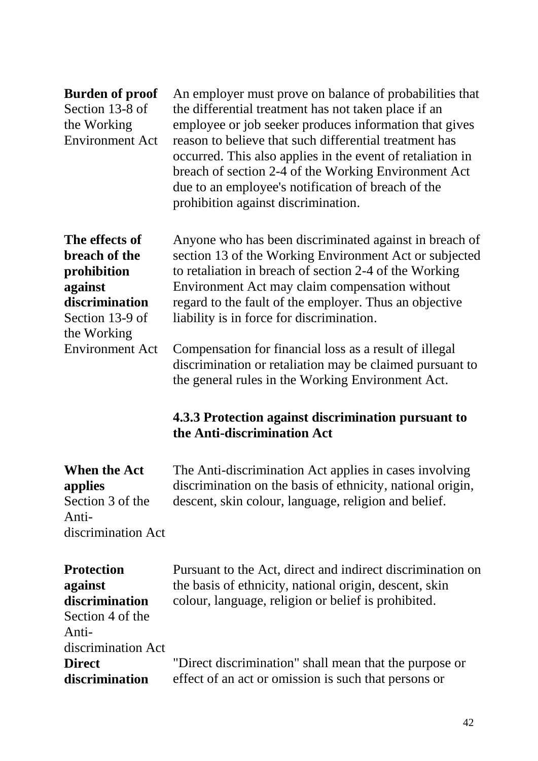**Burden of proof**
Section 13-8 of the Working Environment Act

An employer must prove on balance of probabilities that the differential treatment has not taken place if an employee or job seeker produces information that gives reason to believe that such differential treatment has occurred. This also applies in the event of retaliation in breach of section 2-4 of the Working Environment Act due to an employee's notification of breach of the prohibition against discrimination.

**The effects of breach of the prohibition against discrimination**
Section 13-9 of the Working Environment Act

Anyone who has been discriminated against in breach of section 13 of the Working Environment Act or subjected to retaliation in breach of section 2-4 of the Working Environment Act may claim compensation without regard to the fault of the employer. Thus an objective liability is in force for discrimination.

Compensation for financial loss as a result of illegal discrimination or retaliation may be claimed pursuant to the general rules in the Working Environment Act.

### 4.3.3 Protection against discrimination pursuant to the Anti-discrimination Act

**When the Act applies**
Section 3 of the Anti-discrimination Act

The Anti-discrimination Act applies in cases involving discrimination on the basis of ethnicity, national origin, descent, skin colour, language, religion and belief.

**Protection against discrimination**
Section 4 of the Anti-discrimination Act

Pursuant to the Act, direct and indirect discrimination on the basis of ethnicity, national origin, descent, skin colour, language, religion or belief is prohibited.

**Direct discrimination**

"Direct discrimination" shall mean that the purpose or effect of an act or omission is such that persons or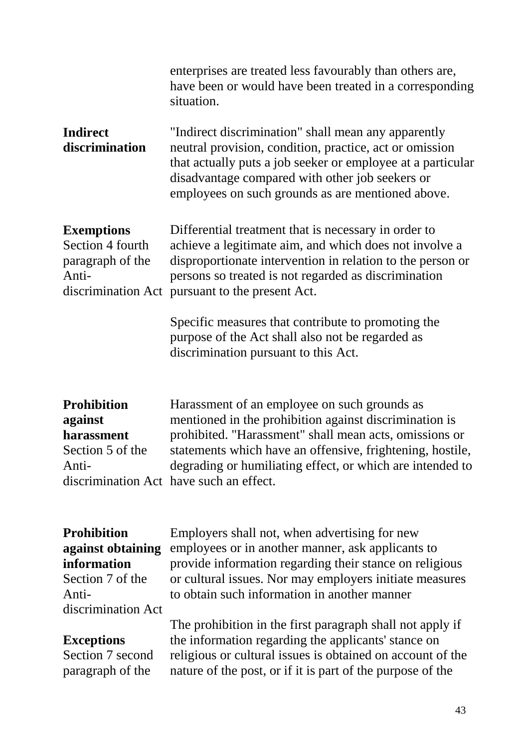enterprises are treated less favourably than others are, have been or would have been treated in a corresponding situation.

**Indirect discrimination**

"Indirect discrimination" shall mean any apparently neutral provision, condition, practice, act or omission that actually puts a job seeker or employee at a particular disadvantage compared with other job seekers or employees on such grounds as are mentioned above.

**Exemptions**
Section 4 fourth paragraph of the Anti-discrimination Act

Differential treatment that is necessary in order to achieve a legitimate aim, and which does not involve a disproportionate intervention in relation to the person or persons so treated is not regarded as discrimination pursuant to the present Act.

Specific measures that contribute to promoting the purpose of the Act shall also not be regarded as discrimination pursuant to this Act.

**Prohibition against harassment**
Section 5 of the Anti-discrimination Act

Harassment of an employee on such grounds as mentioned in the prohibition against discrimination is prohibited. "Harassment" shall mean acts, omissions or statements which have an offensive, frightening, hostile, degrading or humiliating effect, or which are intended to have such an effect.

**Prohibition against obtaining information**
Section 7 of the Anti-discrimination Act

Employers shall not, when advertising for new employees or in another manner, ask applicants to provide information regarding their stance on religious or cultural issues. Nor may employers initiate measures to obtain such information in another manner

**Exceptions**
Section 7 second paragraph of the

The prohibition in the first paragraph shall not apply if the information regarding the applicants' stance on religious or cultural issues is obtained on account of the nature of the post, or if it is part of the purpose of the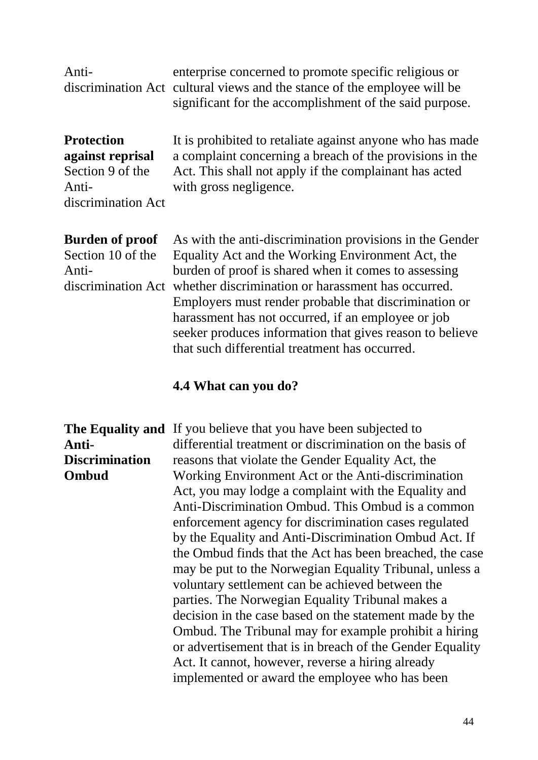Anti-discrimination Act

enterprise concerned to promote specific religious or cultural views and the stance of the employee will be significant for the accomplishment of the said purpose.

**Protection against reprisal**
Section 9 of the Anti-discrimination Act

It is prohibited to retaliate against anyone who has made a complaint concerning a breach of the provisions in the Act. This shall not apply if the complainant has acted with gross negligence.

**Burden of proof**
Section 10 of the Anti-discrimination Act

As with the anti-discrimination provisions in the Gender Equality Act and the Working Environment Act, the burden of proof is shared when it comes to assessing whether discrimination or harassment has occurred. Employers must render probable that discrimination or harassment has not occurred, if an employee or job seeker produces information that gives reason to believe that such differential treatment has occurred.

### 4.4 What can you do?

**The Equality and Anti-Discrimination Ombud**

If you believe that you have been subjected to differential treatment or discrimination on the basis of reasons that violate the Gender Equality Act, the Working Environment Act or the Anti-discrimination Act, you may lodge a complaint with the Equality and Anti-Discrimination Ombud. This Ombud is a common enforcement agency for discrimination cases regulated by the Equality and Anti-Discrimination Ombud Act. If the Ombud finds that the Act has been breached, the case may be put to the Norwegian Equality Tribunal, unless a voluntary settlement can be achieved between the parties. The Norwegian Equality Tribunal makes a decision in the case based on the statement made by the Ombud. The Tribunal may for example prohibit a hiring or advertisement that is in breach of the Gender Equality Act. It cannot, however, reverse a hiring already implemented or award the employee who has been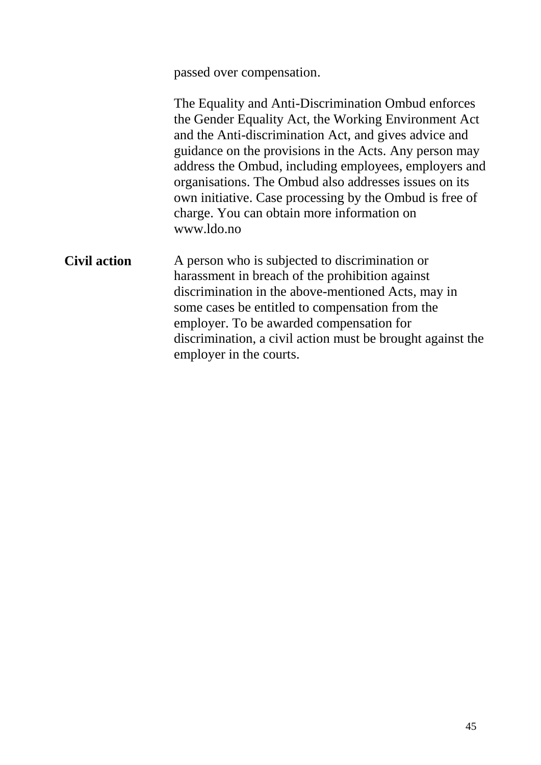passed over compensation.

The Equality and Anti-Discrimination Ombud enforces the Gender Equality Act, the Working Environment Act and the Anti-discrimination Act, and gives advice and guidance on the provisions in the Acts. Any person may address the Ombud, including employees, employers and organisations. The Ombud also addresses issues on its own initiative. Case processing by the Ombud is free of charge. You can obtain more information on www.ldo.no

**Civil action**

A person who is subjected to discrimination or harassment in breach of the prohibition against discrimination in the above-mentioned Acts, may in some cases be entitled to compensation from the employer. To be awarded compensation for discrimination, a civil action must be brought against the employer in the courts.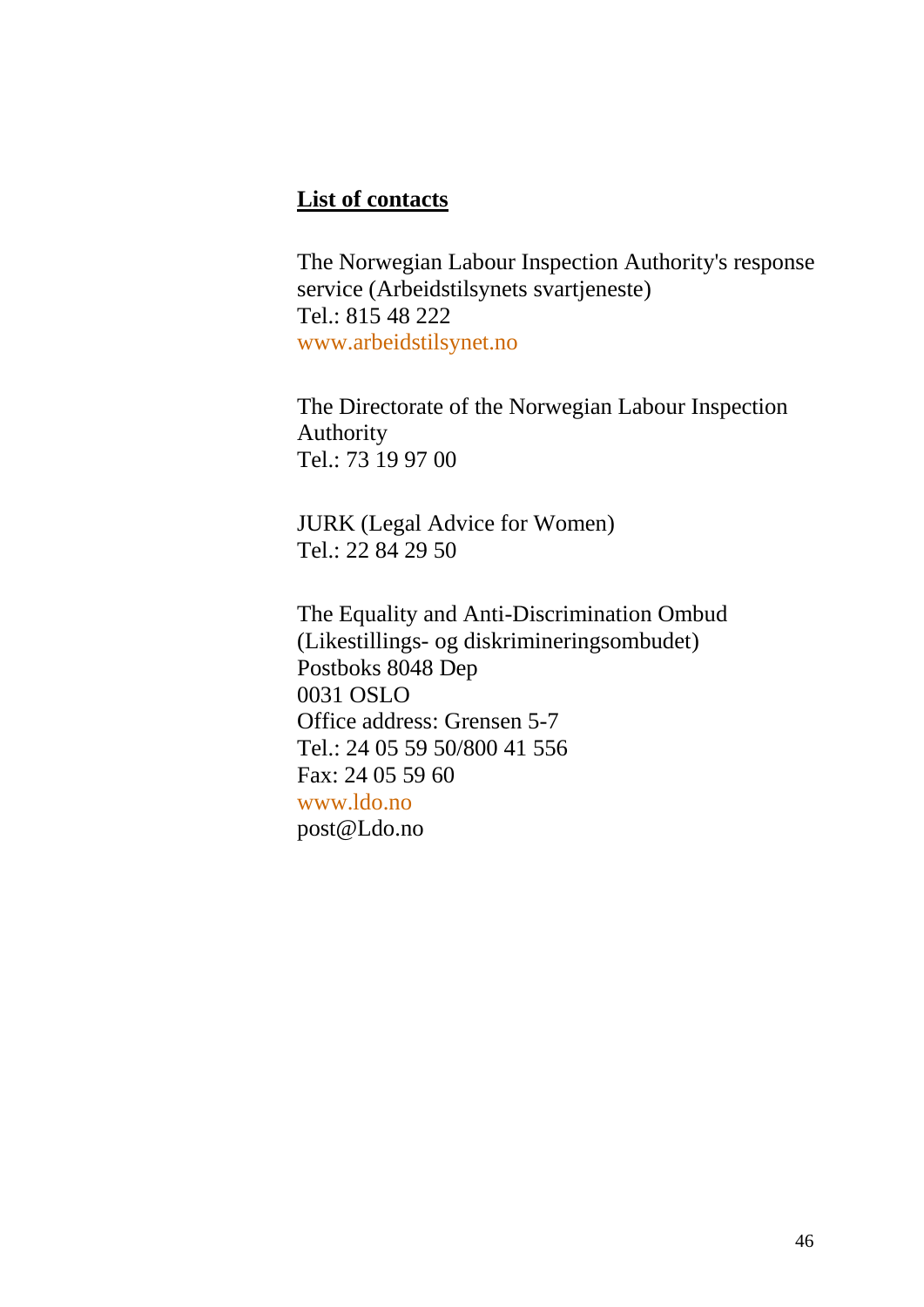## List of contacts

The Norwegian Labour Inspection Authority's response service (Arbeidstilsynets svartjeneste)
Tel.: 815 48 222
www.arbeidstilsynet.no

The Directorate of the Norwegian Labour Inspection Authority
Tel.: 73 19 97 00

JURK (Legal Advice for Women)
Tel.: 22 84 29 50

The Equality and Anti-Discrimination Ombud (Likestillings- og diskrimineringsombudet)
Postboks 8048 Dep
0031 OSLO
Office address: Grensen 5-7
Tel.: 24 05 59 50/800 41 556
Fax: 24 05 59 60
www.ldo.no
post@Ldo.no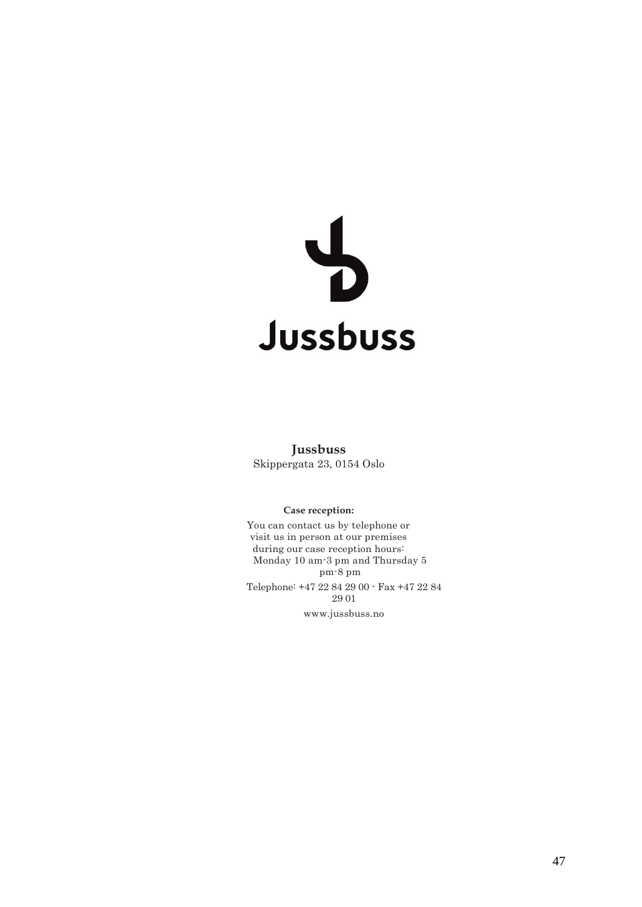Jussbuss

**Jussbuss**

Skippergata 23, 0154 Oslo

**Case reception:**

You can contact us by telephone or visit us in person at our premises during our case reception hours: Monday 10 am-3 pm and Thursday 5 pm-8 pm

Telephone: +47 22 84 29 00 - Fax +47 22 84 29 01

www.jussbuss.no